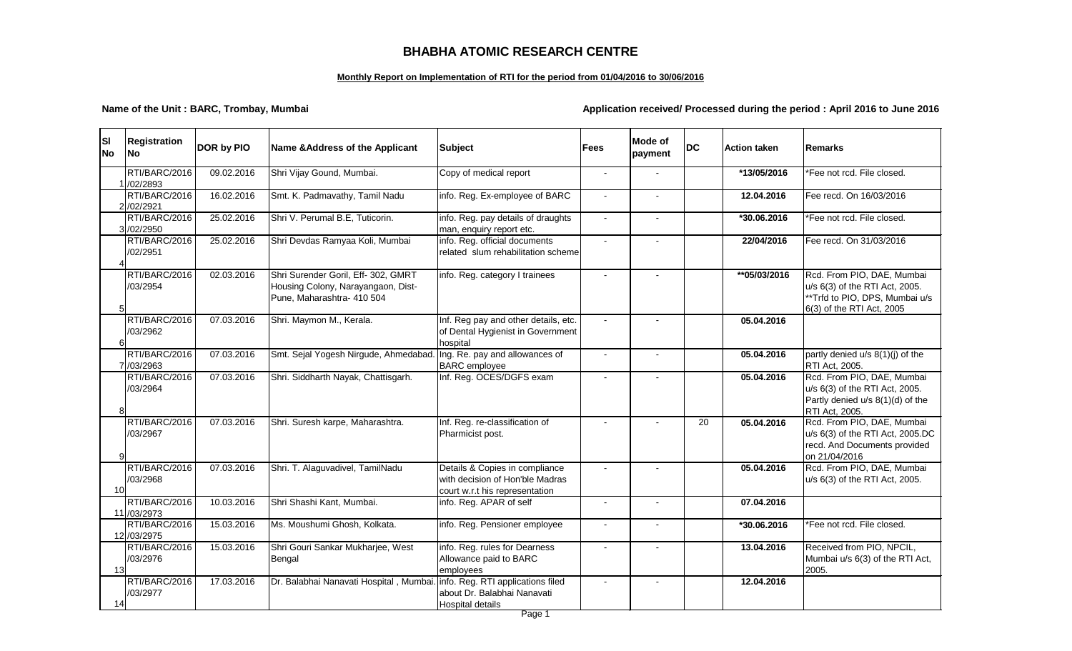# BHABHA ATOMIC RESEARCH CENTRE

**Monthly Report on Implementation of RTI for the period from 01/04/2016 to 30/06/2016**

**Name of the Unit : BARC, Trombay, Mumbai**

**Application received/ Processed during the period : April 2016 to June 2016**

| Sl No | Registration No | DOR by PIO | Name &Address of the Applicant | Subject | Fees | Mode of payment | DC | Action taken | Remarks |
|---|---|---|---|---|---|---|---|---|---|
| 1 | RTI/BARC/2016 /02/2893 | 09.02.2016 | Shri Vijay Gound, Mumbai. | Copy of medical report | - | - | | **\*13/05/2016** | \*Fee not rcd. File closed. |
| 2 | RTI/BARC/2016 /02/2921 | 16.02.2016 | Smt. K. Padmavathy, Tamil Nadu | info. Reg. Ex-employee of BARC | - | - | | **12.04.2016** | Fee recd. On 16/03/2016 |
| 3 | RTI/BARC/2016 /02/2950 | 25.02.2016 | Shri V. Perumal B.E, Tuticorin. | info. Reg. pay details of draughts man, enquiry report etc. | - | - | | **\*30.06.2016** | \*Fee not rcd. File closed. |
| 4 | RTI/BARC/2016 /02/2951 | 25.02.2016 | Shri Devdas Ramyaa Koli, Mumbai | info. Reg. official documents related slum rehabilitation scheme | - | - | | **22/04/2016** | Fee recd. On 31/03/2016 |
| 5 | RTI/BARC/2016 /03/2954 | 02.03.2016 | Shri Surender Goril, Eff- 302, GMRT Housing Colony, Narayangaon, Dist-Pune, Maharashtra- 410 504 | info. Reg. category I trainees | - | - | | **\*\*05/03/2016** | Rcd. From PIO, DAE, Mumbai u/s 6(3) of the RTI Act, 2005. \*\*Trfd to PIO, DPS, Mumbai u/s 6(3) of the RTI Act, 2005 |
| 6 | RTI/BARC/2016 /03/2962 | 07.03.2016 | Shri. Maymon M., Kerala. | Inf. Reg pay and other details, etc. of Dental Hygienist in Government hospital | - | - | | **05.04.2016** | |
| 7 | RTI/BARC/2016 /03/2963 | 07.03.2016 | Smt. Sejal Yogesh Nirgude, Ahmedabad. | Ing. Re. pay and allowances of BARC employee | - | - | | **05.04.2016** | partly denied u/s 8(1)(j) of the RTI Act, 2005. |
| 8 | RTI/BARC/2016 /03/2964 | 07.03.2016 | Shri. Siddharth Nayak, Chattisgarh. | Inf. Reg. OCES/DGFS exam | - | - | | **05.04.2016** | Rcd. From PIO, DAE, Mumbai u/s 6(3) of the RTI Act, 2005. Partly denied u/s 8(1)(d) of the RTI Act, 2005. |
| 9 | RTI/BARC/2016 /03/2967 | 07.03.2016 | Shri. Suresh karpe, Maharashtra. | Inf. Reg. re-classification of Pharmicist post. | - | - | 20 | **05.04.2016** | Rcd. From PIO, DAE, Mumbai u/s 6(3) of the RTI Act, 2005.DC recd. And Documents provided on 21/04/2016 |
| 10 | RTI/BARC/2016 /03/2968 | 07.03.2016 | Shri. T. Alaguvadivel, TamilNadu | Details & Copies in compliance with decision of Hon'ble Madras court w.r.t his representation | - | - | | **05.04.2016** | Rcd. From PIO, DAE, Mumbai u/s 6(3) of the RTI Act, 2005. |
| 11 | RTI/BARC/2016 /03/2973 | 10.03.2016 | Shri Shashi Kant, Mumbai. | info. Reg. APAR of self | - | - | | **07.04.2016** | |
| 12 | RTI/BARC/2016 /03/2975 | 15.03.2016 | Ms. Moushumi Ghosh, Kolkata. | info. Reg. Pensioner employee | - | - | | **\*30.06.2016** | \*Fee not rcd. File closed. |
| 13 | RTI/BARC/2016 /03/2976 | 15.03.2016 | Shri Gouri Sankar Mukharjee, West Bengal | info. Reg. rules for Dearness Allowance paid to BARC employees | - | - | | **13.04.2016** | Received from PIO, NPCIL, Mumbai u/s 6(3) of the RTI Act, 2005. |
| 14 | RTI/BARC/2016 /03/2977 | 17.03.2016 | Dr. Balabhai Nanavati Hospital , Mumbai. | info. Reg. RTI applications filed about Dr. Balabhai Nanavati Hospital details | - | - | | **12.04.2016** | |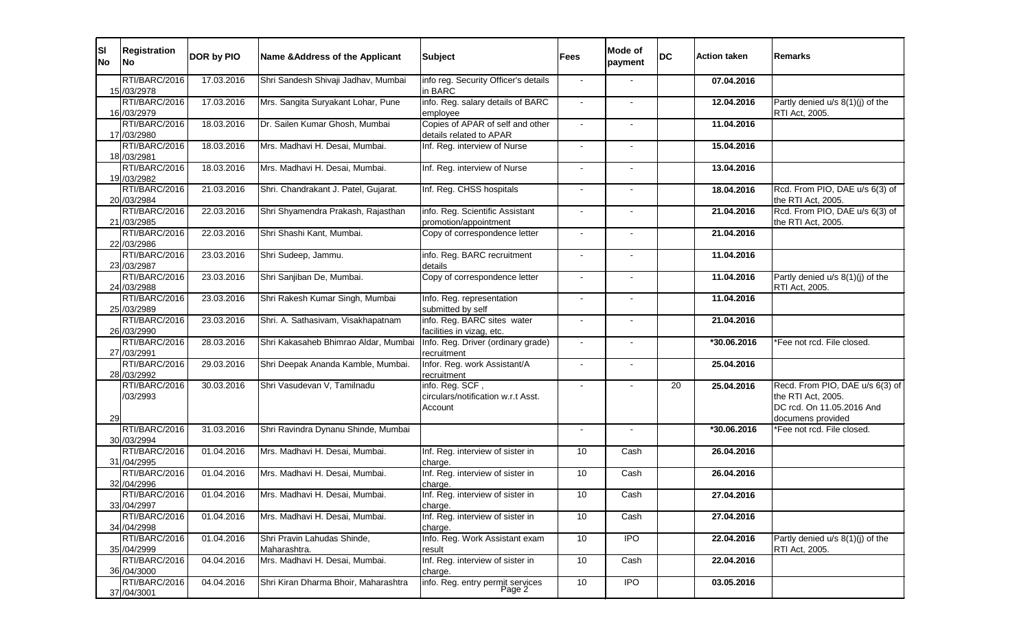| Sl No | Registration No | DOR by PIO | Name &Address of the Applicant | Subject | Fees | Mode of payment | DC | Action taken | Remarks |
|---|---|---|---|---|---|---|---|---|---|
| 15 | RTI/BARC/2016/03/2978 | 17.03.2016 | Shri Sandesh Shivaji Jadhav, Mumbai | info reg. Security Officer's details in BARC | - | - | | **07.04.2016** | |
| 16 | RTI/BARC/2016/03/2979 | 17.03.2016 | Mrs. Sangita Suryakant Lohar, Pune | info. reg. salary details of BARC employee | - | - | | **12.04.2016** | Partly denied u/s 8(1)(j) of the RTI Act, 2005. |
| 17 | RTI/BARC/2016/03/2980 | 18.03.2016 | Dr. Sailen Kumar Ghosh, Mumbai | Copies of APAR of self and other details related to APAR | - | - | | **11.04.2016** | |
| 18 | RTI/BARC/2016/03/2981 | 18.03.2016 | Mrs. Madhavi H. Desai, Mumbai. | Inf. Reg. interview of Nurse | - | - | | **15.04.2016** | |
| 19 | RTI/BARC/2016/03/2982 | 18.03.2016 | Mrs. Madhavi H. Desai, Mumbai. | Inf. Reg. interview of Nurse | - | - | | **13.04.2016** | |
| 20 | RTI/BARC/2016/03/2984 | 21.03.2016 | Shri. Chandrakant J. Patel, Gujarat. | Inf. Reg. CHSS hospitals | - | - | | **18.04.2016** | Rcd. From PIO, DAE u/s 6(3) of the RTI Act, 2005. |
| 21 | RTI/BARC/2016/03/2985 | 22.03.2016 | Shri Shyamendra Prakash, Rajasthan | info. Reg. Scientific Assistant promotion/appointment | - | - | | **21.04.2016** | Rcd. From PIO, DAE u/s 6(3) of the RTI Act, 2005. |
| 22 | RTI/BARC/2016/03/2986 | 22.03.2016 | Shri Shashi Kant, Mumbai. | Copy of correspondence letter | - | - | | **21.04.2016** | |
| 23 | RTI/BARC/2016/03/2987 | 23.03.2016 | Shri Sudeep, Jammu. | info. Reg. BARC recruitment details | - | - | | **11.04.2016** | |
| 24 | RTI/BARC/2016/03/2988 | 23.03.2016 | Shri Sanjiban De, Mumbai. | Copy of correspondence letter | - | - | | **11.04.2016** | Partly denied u/s 8(1)(j) of the RTI Act, 2005. |
| 25 | RTI/BARC/2016/03/2989 | 23.03.2016 | Shri Rakesh Kumar Singh, Mumbai | Info. Reg. representation submitted by self | - | - | | **11.04.2016** | |
| 26 | RTI/BARC/2016/03/2990 | 23.03.2016 | Shri. A. Sathasivam, Visakhapatnam | info. Reg. BARC sites water facilities in vizag, etc. | - | - | | **21.04.2016** | |
| 27 | RTI/BARC/2016/03/2991 | 28.03.2016 | Shri Kakasaheb Bhimrao Aldar, Mumbai | Info. Reg. Driver (ordinary grade) recruitment | - | - | | **\*30.06.2016** | \*Fee not rcd. File closed. |
| 28 | RTI/BARC/2016/03/2992 | 29.03.2016 | Shri Deepak Ananda Kamble, Mumbai. | Infor. Reg. work Assistant/A recruitment | - | - | | **25.04.2016** | |
| 29 | RTI/BARC/2016/03/2993 | 30.03.2016 | Shri Vasudevan V, Tamilnadu | info. Reg. SCF , circulars/notification w.r.t Asst. Account | - | - | 20 | **25.04.2016** | Recd. From PIO, DAE u/s 6(3) of the RTI Act, 2005. DC rcd. On 11.05.2016 And documens provided |
| 30 | RTI/BARC/2016/03/2994 | 31.03.2016 | Shri Ravindra Dynanu Shinde, Mumbai | | - | - | | **\*30.06.2016** | \*Fee not rcd. File closed. |
| 31 | RTI/BARC/2016/04/2995 | 01.04.2016 | Mrs. Madhavi H. Desai, Mumbai. | Inf. Reg. interview of sister in charge. | 10 | Cash | | **26.04.2016** | |
| 32 | RTI/BARC/2016/04/2996 | 01.04.2016 | Mrs. Madhavi H. Desai, Mumbai. | Inf. Reg. interview of sister in charge. | 10 | Cash | | **26.04.2016** | |
| 33 | RTI/BARC/2016/04/2997 | 01.04.2016 | Mrs. Madhavi H. Desai, Mumbai. | Inf. Reg. interview of sister in charge. | 10 | Cash | | **27.04.2016** | |
| 34 | RTI/BARC/2016/04/2998 | 01.04.2016 | Mrs. Madhavi H. Desai, Mumbai. | Inf. Reg. interview of sister in charge. | 10 | Cash | | **27.04.2016** | |
| 35 | RTI/BARC/2016/04/2999 | 01.04.2016 | Shri Pravin Lahudas Shinde, Maharashtra. | Info. Reg. Work Assistant exam result | 10 | IPO | | **22.04.2016** | Partly denied u/s 8(1)(j) of the RTI Act, 2005. |
| 36 | RTI/BARC/2016/04/3000 | 04.04.2016 | Mrs. Madhavi H. Desai, Mumbai. | Inf. Reg. interview of sister in charge. | 10 | Cash | | **22.04.2016** | |
| 37 | RTI/BARC/2016/04/3001 | 04.04.2016 | Shri Kiran Dharma Bhoir, Maharashtra | info. Reg. entry permit services | 10 | IPO | | **03.05.2016** | |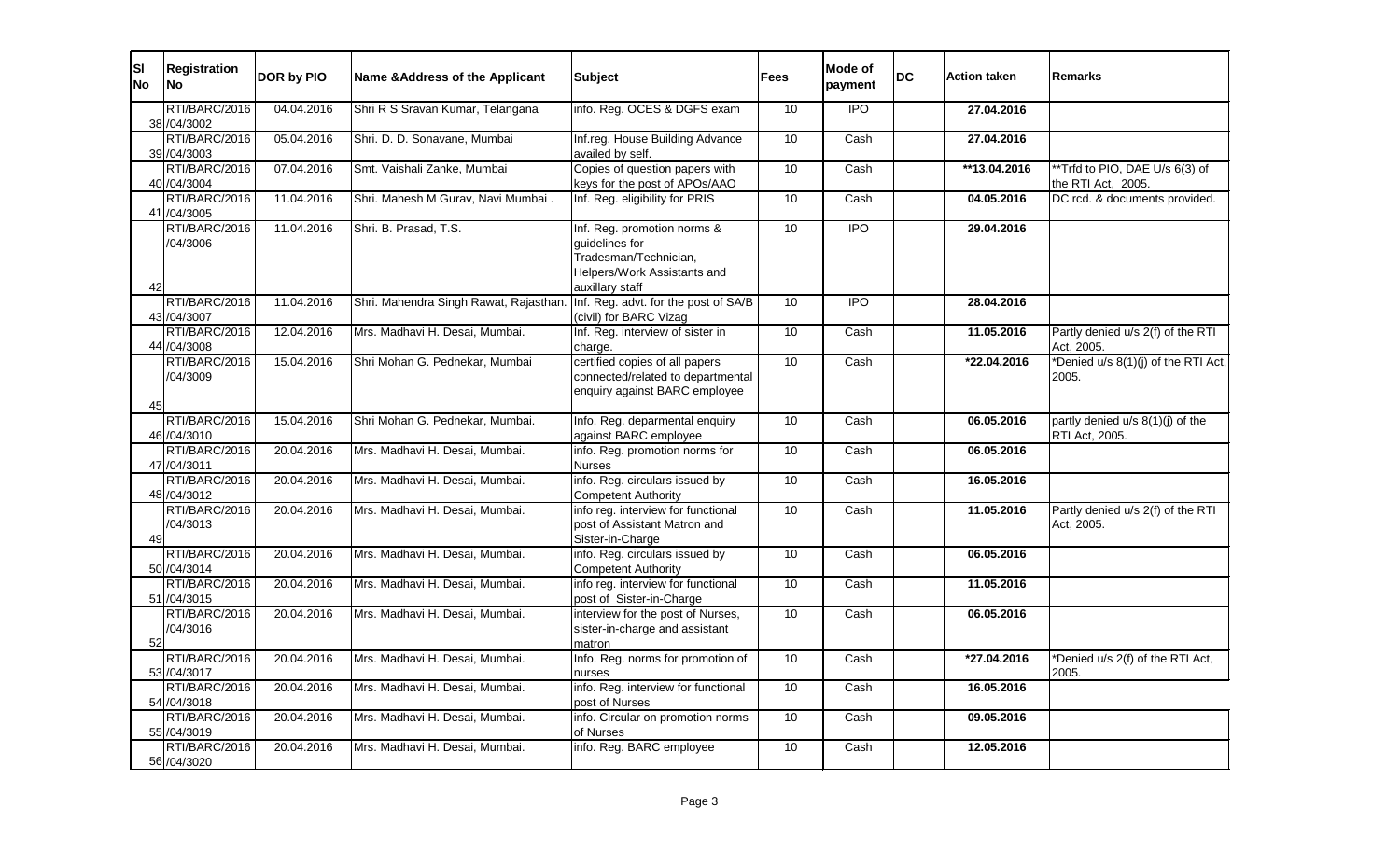| Sl No | Registration No | DOR by PIO | Name &Address of the Applicant | Subject | Fees | Mode of payment | DC | Action taken | Remarks |
|---|---|---|---|---|---|---|---|---|---|
| 38 | RTI/BARC/2016/04/3002 | 04.04.2016 | Shri R S Sravan Kumar, Telangana | info. Reg. OCES & DGFS exam | 10 | IPO | | 27.04.2016 | |
| 39 | RTI/BARC/2016/04/3003 | 05.04.2016 | Shri. D. D. Sonavane, Mumbai | Inf.reg. House Building Advance availed by self. | 10 | Cash | | 27.04.2016 | |
| 40 | RTI/BARC/2016/04/3004 | 07.04.2016 | Smt. Vaishali Zanke, Mumbai | Copies of question papers with keys for the post of APOs/AAO | 10 | Cash | | **13.04.2016 | **Trfd to PIO, DAE U/s 6(3) of the RTI Act, 2005. |
| 41 | RTI/BARC/2016/04/3005 | 11.04.2016 | Shri. Mahesh M Gurav, Navi Mumbai . | Inf. Reg. eligibility for PRIS | 10 | Cash | | 04.05.2016 | DC rcd. & documents provided. |
| 42 | RTI/BARC/2016/04/3006 | 11.04.2016 | Shri. B. Prasad, T.S. | Inf. Reg. promotion norms & guidelines for Tradesman/Technician, Helpers/Work Assistants and auxillary staff | 10 | IPO | | 29.04.2016 | |
| 43 | RTI/BARC/2016/04/3007 | 11.04.2016 | Shri. Mahendra Singh Rawat, Rajasthan. | Inf. Reg. advt. for the post of SA/B (civil) for BARC Vizag | 10 | IPO | | 28.04.2016 | |
| 44 | RTI/BARC/2016/04/3008 | 12.04.2016 | Mrs. Madhavi H. Desai, Mumbai. | Inf. Reg. interview of sister in charge. | 10 | Cash | | 11.05.2016 | Partly denied u/s 2(f) of the RTI Act, 2005. |
| 45 | RTI/BARC/2016/04/3009 | 15.04.2016 | Shri Mohan G. Pednekar, Mumbai | certified copies of all papers connected/related to departmental enquiry against BARC employee | 10 | Cash | | *22.04.2016 | *Denied u/s 8(1)(j) of the RTI Act, 2005. |
| 46 | RTI/BARC/2016/04/3010 | 15.04.2016 | Shri Mohan G. Pednekar, Mumbai. | Info. Reg. deparmental enquiry against BARC employee | 10 | Cash | | 06.05.2016 | partly denied u/s 8(1)(j) of the RTI Act, 2005. |
| 47 | RTI/BARC/2016/04/3011 | 20.04.2016 | Mrs. Madhavi H. Desai, Mumbai. | info. Reg. promotion norms for Nurses | 10 | Cash | | 06.05.2016 | |
| 48 | RTI/BARC/2016/04/3012 | 20.04.2016 | Mrs. Madhavi H. Desai, Mumbai. | info. Reg. circulars issued by Competent Authority | 10 | Cash | | 16.05.2016 | |
| 49 | RTI/BARC/2016/04/3013 | 20.04.2016 | Mrs. Madhavi H. Desai, Mumbai. | info reg. interview for functional post of Assistant Matron and Sister-in-Charge | 10 | Cash | | 11.05.2016 | Partly denied u/s 2(f) of the RTI Act, 2005. |
| 50 | RTI/BARC/2016/04/3014 | 20.04.2016 | Mrs. Madhavi H. Desai, Mumbai. | info. Reg. circulars issued by Competent Authority | 10 | Cash | | 06.05.2016 | |
| 51 | RTI/BARC/2016/04/3015 | 20.04.2016 | Mrs. Madhavi H. Desai, Mumbai. | info reg. interview for functional post of Sister-in-Charge | 10 | Cash | | 11.05.2016 | |
| 52 | RTI/BARC/2016/04/3016 | 20.04.2016 | Mrs. Madhavi H. Desai, Mumbai. | interview for the post of Nurses, sister-in-charge and assistant matron | 10 | Cash | | 06.05.2016 | |
| 53 | RTI/BARC/2016/04/3017 | 20.04.2016 | Mrs. Madhavi H. Desai, Mumbai. | Info. Reg. norms for promotion of nurses | 10 | Cash | | *27.04.2016 | *Denied u/s 2(f) of the RTI Act, 2005. |
| 54 | RTI/BARC/2016/04/3018 | 20.04.2016 | Mrs. Madhavi H. Desai, Mumbai. | info. Reg. interview for functional post of Nurses | 10 | Cash | | 16.05.2016 | |
| 55 | RTI/BARC/2016/04/3019 | 20.04.2016 | Mrs. Madhavi H. Desai, Mumbai. | info. Circular on promotion norms of Nurses | 10 | Cash | | 09.05.2016 | |
| 56 | RTI/BARC/2016/04/3020 | 20.04.2016 | Mrs. Madhavi H. Desai, Mumbai. | info. Reg. BARC employee | 10 | Cash | | 12.05.2016 | |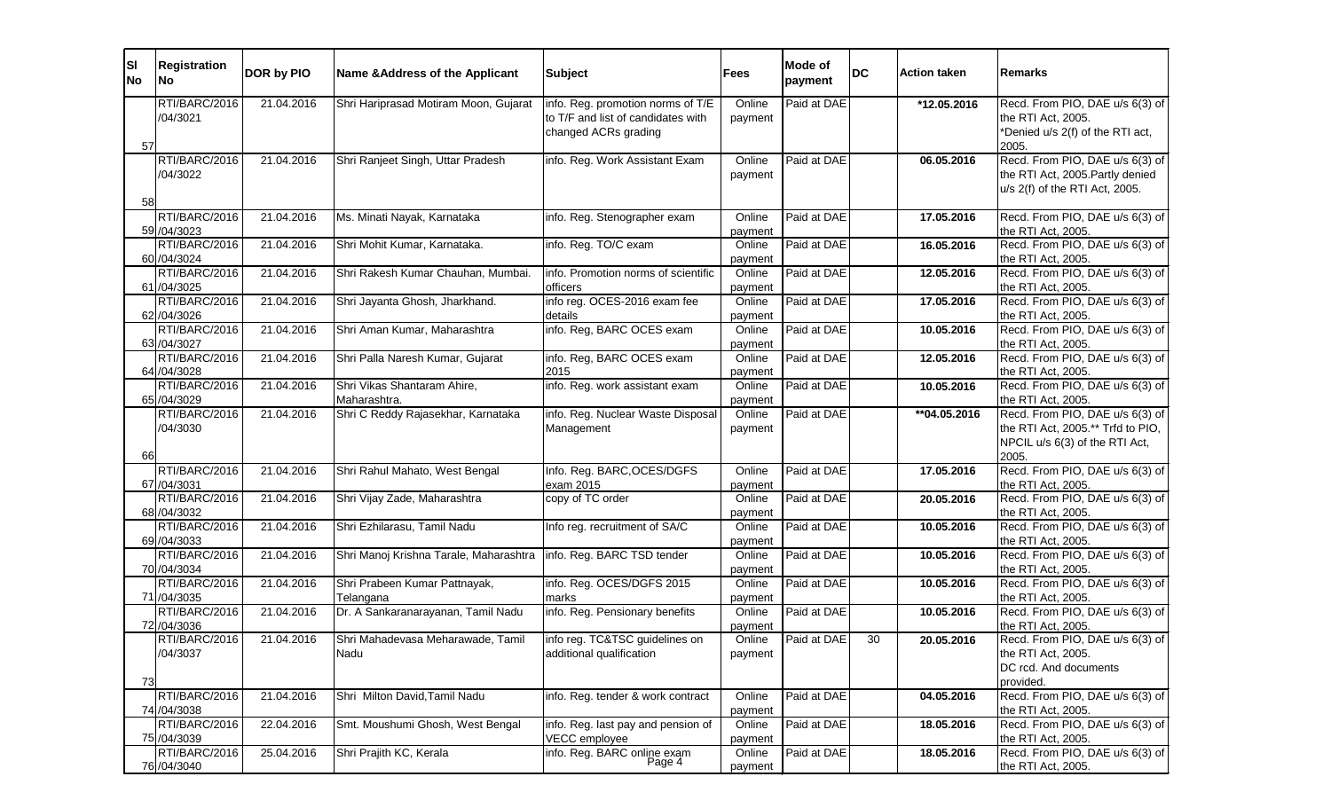| Sl No | Registration No | DOR by PIO | Name &Address of the Applicant | Subject | Fees | Mode of payment | DC | Action taken | Remarks |
|---|---|---|---|---|---|---|---|---|---|
| 57 | RTI/BARC/2016 /04/3021 | 21.04.2016 | Shri Hariprasad Motiram Moon, Gujarat | info. Reg. promotion norms of T/E to T/F and list of candidates with changed ACRs grading | Online payment | Paid at DAE | | *12.05.2016 | Recd. From PIO, DAE u/s 6(3) of the RTI Act, 2005. *Denied u/s 2(f) of the RTI act, 2005. |
| 58 | RTI/BARC/2016 /04/3022 | 21.04.2016 | Shri Ranjeet Singh, Uttar Pradesh | info. Reg. Work Assistant Exam | Online payment | Paid at DAE | | 06.05.2016 | Recd. From PIO, DAE u/s 6(3) of the RTI Act, 2005.Partly denied u/s 2(f) of the RTI Act, 2005. |
| 59 | RTI/BARC/2016 /04/3023 | 21.04.2016 | Ms. Minati Nayak, Karnataka | info. Reg. Stenographer exam | Online payment | Paid at DAE | | 17.05.2016 | Recd. From PIO, DAE u/s 6(3) of the RTI Act, 2005. |
| 60 | RTI/BARC/2016 /04/3024 | 21.04.2016 | Shri Mohit Kumar, Karnataka. | info. Reg. TO/C exam | Online payment | Paid at DAE | | 16.05.2016 | Recd. From PIO, DAE u/s 6(3) of the RTI Act, 2005. |
| 61 | RTI/BARC/2016 /04/3025 | 21.04.2016 | Shri Rakesh Kumar Chauhan, Mumbai. | info. Promotion norms of scientific officers | Online payment | Paid at DAE | | 12.05.2016 | Recd. From PIO, DAE u/s 6(3) of the RTI Act, 2005. |
| 62 | RTI/BARC/2016 /04/3026 | 21.04.2016 | Shri Jayanta Ghosh, Jharkhand. | info reg. OCES-2016 exam fee details | Online payment | Paid at DAE | | 17.05.2016 | Recd. From PIO, DAE u/s 6(3) of the RTI Act, 2005. |
| 63 | RTI/BARC/2016 /04/3027 | 21.04.2016 | Shri Aman Kumar, Maharashtra | info. Reg, BARC OCES exam | Online payment | Paid at DAE | | 10.05.2016 | Recd. From PIO, DAE u/s 6(3) of the RTI Act, 2005. |
| 64 | RTI/BARC/2016 /04/3028 | 21.04.2016 | Shri Palla Naresh Kumar, Gujarat | info. Reg, BARC OCES exam 2015 | Online payment | Paid at DAE | | 12.05.2016 | Recd. From PIO, DAE u/s 6(3) of the RTI Act, 2005. |
| 65 | RTI/BARC/2016 /04/3029 | 21.04.2016 | Shri Vikas Shantaram Ahire, Maharashtra. | info. Reg. work assistant exam | Online payment | Paid at DAE | | 10.05.2016 | Recd. From PIO, DAE u/s 6(3) of the RTI Act, 2005. |
| 66 | RTI/BARC/2016 /04/3030 | 21.04.2016 | Shri C Reddy Rajasekhar, Karnataka | info. Reg. Nuclear Waste Disposal Management | Online payment | Paid at DAE | | **04.05.2016 | Recd. From PIO, DAE u/s 6(3) of the RTI Act, 2005.** Trfd to PIO, NPCIL u/s 6(3) of the RTI Act, 2005. |
| 67 | RTI/BARC/2016 /04/3031 | 21.04.2016 | Shri Rahul Mahato, West Bengal | Info. Reg. BARC,OCES/DGFS exam 2015 | Online payment | Paid at DAE | | 17.05.2016 | Recd. From PIO, DAE u/s 6(3) of the RTI Act, 2005. |
| 68 | RTI/BARC/2016 /04/3032 | 21.04.2016 | Shri Vijay Zade, Maharashtra | copy of TC order | Online payment | Paid at DAE | | 20.05.2016 | Recd. From PIO, DAE u/s 6(3) of the RTI Act, 2005. |
| 69 | RTI/BARC/2016 /04/3033 | 21.04.2016 | Shri Ezhilarasu, Tamil Nadu | Info reg. recruitment of SA/C | Online payment | Paid at DAE | | 10.05.2016 | Recd. From PIO, DAE u/s 6(3) of the RTI Act, 2005. |
| 70 | RTI/BARC/2016 /04/3034 | 21.04.2016 | Shri Manoj Krishna Tarale, Maharashtra | info. Reg. BARC TSD tender | Online payment | Paid at DAE | | 10.05.2016 | Recd. From PIO, DAE u/s 6(3) of the RTI Act, 2005. |
| 71 | RTI/BARC/2016 /04/3035 | 21.04.2016 | Shri Prabeen Kumar Pattnayak, Telangana | info. Reg. OCES/DGFS 2015 marks | Online payment | Paid at DAE | | 10.05.2016 | Recd. From PIO, DAE u/s 6(3) of the RTI Act, 2005. |
| 72 | RTI/BARC/2016 /04/3036 | 21.04.2016 | Dr. A Sankaranarayanan, Tamil Nadu | info. Reg. Pensionary benefits | Online payment | Paid at DAE | | 10.05.2016 | Recd. From PIO, DAE u/s 6(3) of the RTI Act, 2005. |
| 73 | RTI/BARC/2016 /04/3037 | 21.04.2016 | Shri Mahadevasa Meharawade, Tamil Nadu | info reg. TC&TSC guidelines on additional qualification | Online payment | Paid at DAE | 30 | 20.05.2016 | Recd. From PIO, DAE u/s 6(3) of the RTI Act, 2005. DC rcd. And documents provided. |
| 74 | RTI/BARC/2016 /04/3038 | 21.04.2016 | Shri Milton David,Tamil Nadu | info. Reg. tender & work contract | Online payment | Paid at DAE | | 04.05.2016 | Recd. From PIO, DAE u/s 6(3) of the RTI Act, 2005. |
| 75 | RTI/BARC/2016 /04/3039 | 22.04.2016 | Smt. Moushumi Ghosh, West Bengal | info. Reg. last pay and pension of VECC employee | Online payment | Paid at DAE | | 18.05.2016 | Recd. From PIO, DAE u/s 6(3) of the RTI Act, 2005. |
| 76 | RTI/BARC/2016 /04/3040 | 25.04.2016 | Shri Prajith KC, Kerala | info. Reg. BARC online exam | Online payment | Paid at DAE | | 18.05.2016 | Recd. From PIO, DAE u/s 6(3) of the RTI Act, 2005. |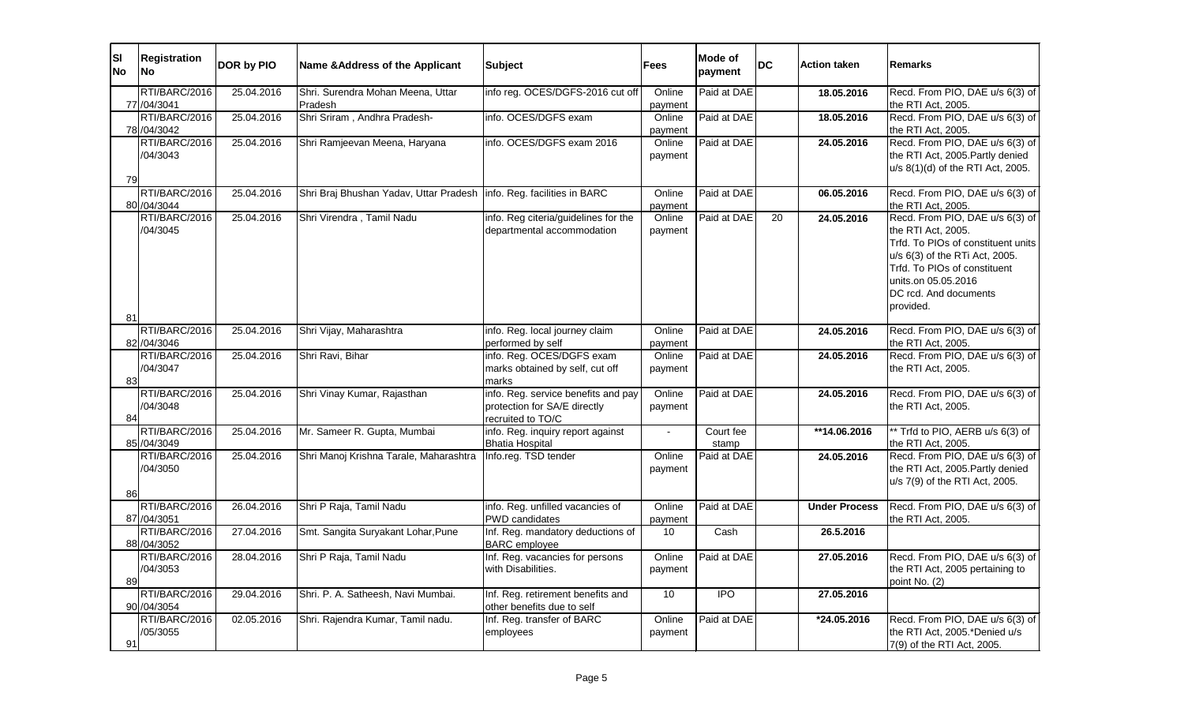| Sl No | Registration No | DOR by PIO | Name &Address of the Applicant | Subject | Fees | Mode of payment | DC | Action taken | Remarks |
|---|---|---|---|---|---|---|---|---|---|
| 77 | RTI/BARC/2016/04/3041 | 25.04.2016 | Shri. Surendra Mohan Meena, Uttar Pradesh | info reg. OCES/DGFS-2016 cut off | Online payment | Paid at DAE | | 18.05.2016 | Recd. From PIO, DAE u/s 6(3) of the RTI Act, 2005. |
| 78 | RTI/BARC/2016/04/3042 | 25.04.2016 | Shri Sriram , Andhra Pradesh- | info. OCES/DGFS exam | Online payment | Paid at DAE | | 18.05.2016 | Recd. From PIO, DAE u/s 6(3) of the RTI Act, 2005. |
| 79 | RTI/BARC/2016/04/3043 | 25.04.2016 | Shri Ramjeevan Meena, Haryana | info. OCES/DGFS exam 2016 | Online payment | Paid at DAE | | 24.05.2016 | Recd. From PIO, DAE u/s 6(3) of the RTI Act, 2005.Partly denied u/s 8(1)(d) of the RTI Act, 2005. |
| 80 | RTI/BARC/2016/04/3044 | 25.04.2016 | Shri Braj Bhushan Yadav, Uttar Pradesh | info. Reg. facilities in BARC | Online payment | Paid at DAE | | 06.05.2016 | Recd. From PIO, DAE u/s 6(3) of the RTI Act, 2005. |
| 81 | RTI/BARC/2016/04/3045 | 25.04.2016 | Shri Virendra , Tamil Nadu | info. Reg citeria/guidelines for the departmental accommodation | Online payment | Paid at DAE | 20 | 24.05.2016 | Recd. From PIO, DAE u/s 6(3) of the RTI Act, 2005. Trfd. To PIOs of constituent units u/s 6(3) of the RTi Act, 2005. Trfd. To PIOs of constituent units.on 05.05.2016 DC rcd. And documents provided. |
| 82 | RTI/BARC/2016/04/3046 | 25.04.2016 | Shri Vijay, Maharashtra | info. Reg. local journey claim performed by self | Online payment | Paid at DAE | | 24.05.2016 | Recd. From PIO, DAE u/s 6(3) of the RTI Act, 2005. |
| 83 | RTI/BARC/2016/04/3047 | 25.04.2016 | Shri Ravi, Bihar | info. Reg. OCES/DGFS exam marks obtained by self, cut off marks | Online payment | Paid at DAE | | 24.05.2016 | Recd. From PIO, DAE u/s 6(3) of the RTI Act, 2005. |
| 84 | RTI/BARC/2016/04/3048 | 25.04.2016 | Shri Vinay Kumar, Rajasthan | info. Reg. service benefits and pay protection for SA/E directly recruited to TO/C | Online payment | Paid at DAE | | 24.05.2016 | Recd. From PIO, DAE u/s 6(3) of the RTI Act, 2005. |
| 85 | RTI/BARC/2016/04/3049 | 25.04.2016 | Mr. Sameer R. Gupta, Mumbai | info. Reg. inquiry report against Bhatia Hospital | - | Court fee stamp | | **14.06.2016 | ** Trfd to PIO, AERB u/s 6(3) of the RTI Act, 2005. |
| 86 | RTI/BARC/2016/04/3050 | 25.04.2016 | Shri Manoj Krishna Tarale, Maharashtra | Info.reg. TSD tender | Online payment | Paid at DAE | | 24.05.2016 | Recd. From PIO, DAE u/s 6(3) of the RTI Act, 2005.Partly denied u/s 7(9) of the RTI Act, 2005. |
| 87 | RTI/BARC/2016/04/3051 | 26.04.2016 | Shri P Raja, Tamil Nadu | info. Reg. unfilled vacancies of PWD candidates | Online payment | Paid at DAE | | Under Process | Recd. From PIO, DAE u/s 6(3) of the RTI Act, 2005. |
| 88 | RTI/BARC/2016/04/3052 | 27.04.2016 | Smt. Sangita Suryakant Lohar,Pune | Inf. Reg. mandatory deductions of BARC employee | 10 | Cash | | 26.5.2016 | |
| 89 | RTI/BARC/2016/04/3053 | 28.04.2016 | Shri P Raja, Tamil Nadu | Inf. Reg. vacancies for persons with Disabilities. | Online payment | Paid at DAE | | 27.05.2016 | Recd. From PIO, DAE u/s 6(3) of the RTI Act, 2005 pertaining to point No. (2) |
| 90 | RTI/BARC/2016/04/3054 | 29.04.2016 | Shri. P. A. Satheesh, Navi Mumbai. | Inf. Reg. retirement benefits and other benefits due to self | 10 | IPO | | 27.05.2016 | |
| 91 | RTI/BARC/2016/05/3055 | 02.05.2016 | Shri. Rajendra Kumar, Tamil nadu. | Inf. Reg. transfer of BARC employees | Online payment | Paid at DAE | | *24.05.2016 | Recd. From PIO, DAE u/s 6(3) of the RTI Act, 2005.*Denied u/s 7(9) of the RTI Act, 2005. |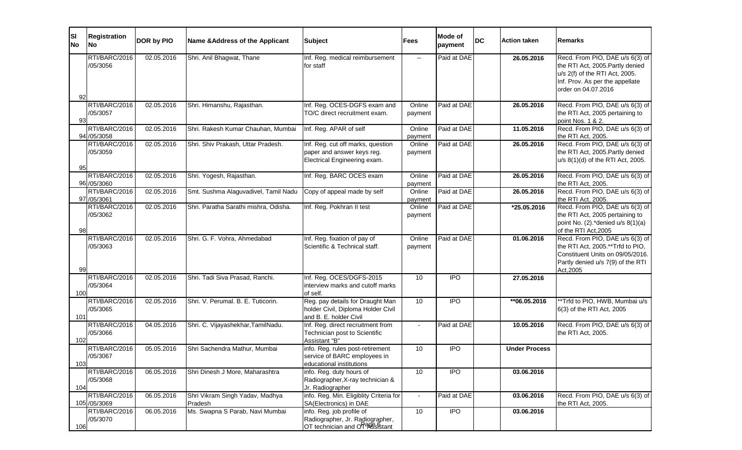| Sl No | Registration No | DOR by PIO | Name &Address of the Applicant | Subject | Fees | Mode of payment | DC | Action taken | Remarks |
|---|---|---|---|---|---|---|---|---|---|
| 92 | RTI/BARC/2016/05/3056 | 02.05.2016 | Shri. Anil Bhagwat, Thane | Inf. Reg. medical reimbursement for staff | -- | Paid at DAE | | 26.05.2016 | Recd. From PIO, DAE u/s 6(3) of the RTI Act, 2005.Partly denied u/s 2(f) of the RTI Act, 2005. Inf. Prov. As per the appellate order on 04.07.2016 |
| 93 | RTI/BARC/2016/05/3057 | 02.05.2016 | Shri. Himanshu, Rajasthan. | Inf. Reg. OCES-DGFS exam and TO/C direct recruitment exam. | Online payment | Paid at DAE | | 26.05.2016 | Recd. From PIO, DAE u/s 6(3) of the RTI Act, 2005 pertaining to point Nos. 1 & 2. |
| 94 | RTI/BARC/2016/05/3058 | 02.05.2016 | Shri. Rakesh Kumar Chauhan, Mumbai | Inf. Reg. APAR of self | Online payment | Paid at DAE | | 11.05.2016 | Recd. From PIO, DAE u/s 6(3) of the RTI Act, 2005. |
| 95 | RTI/BARC/2016/05/3059 | 02.05.2016 | Shri. Shiv Prakash, Uttar Pradesh. | Inf. Reg. cut off marks, question paper and answer keys reg. Electrical Engineering exam. | Online payment | Paid at DAE | | 26.05.2016 | Recd. From PIO, DAE u/s 6(3) of the RTI Act, 2005.Partly denied u/s 8(1)(d) of the RTI Act, 2005. |
| 96 | RTI/BARC/2016/05/3060 | 02.05.2016 | Shri. Yogesh, Rajasthan. | Inf. Reg. BARC OCES exam | Online payment | Paid at DAE | | 26.05.2016 | Recd. From PIO, DAE u/s 6(3) of the RTI Act, 2005. |
| 97 | RTI/BARC/2016/05/3061 | 02.05.2016 | Smt. Sushma Alaguvadivel, Tamil Nadu | Copy of appeal made by self | Online payment | Paid at DAE | | 26.05.2016 | Recd. From PIO, DAE u/s 6(3) of the RTI Act, 2005. |
| 98 | RTI/BARC/2016/05/3062 | 02.05.2016 | Shri. Paratha Sarathi mishra, Odisha. | Inf. Reg. Pokhran II test | Online payment | Paid at DAE | | *25.05.2016 | Recd. From PIO, DAE u/s 6(3) of the RTI Act, 2005 pertaining to point No. (2).*denied u/s 8(1)(a) of the RTI Act,2005 |
| 99 | RTI/BARC/2016/05/3063 | 02.05.2016 | Shri. G. F. Vohra, Ahmedabad | Inf. Reg. fixation of pay of Scientific & Technical staff. | Online payment | Paid at DAE | | 01.06.2016 | Recd. From PIO, DAE u/s 6(3) of the RTI Act, 2005.**Trfd to PIO, Constituent Units on 09/05/2016. Partly denied u/s 7(9) of the RTI Act,2005 |
| 100 | RTI/BARC/2016/05/3064 | 02.05.2016 | Shri. Tadi Siva Prasad, Ranchi. | Inf. Reg. OCES/DGFS-2015 interview marks and cutoff marks of self. | 10 | IPO | | 27.05.2016 | |
| 101 | RTI/BARC/2016/05/3065 | 02.05.2016 | Shri. V. Perumal. B. E. Tuticorin. | Reg. pay details for Draught Man holder Civil, Diploma Holder Civil and B. E. holder Civil | 10 | IPO | | **06.05.2016 | **Trfd to PIO, HWB, Mumbai u/s 6(3) of the RTI Act, 2005 |
| 102 | RTI/BARC/2016/05/3066 | 04.05.2016 | Shri. C. Vijayashekhar,TamilNadu. | Inf. Reg. direct recruitment from Technician post to Scientific Assistant "B" | - | Paid at DAE | | 10.05.2016 | Recd. From PIO, DAE u/s 6(3) of the RTI Act, 2005. |
| 103 | RTI/BARC/2016/05/3067 | 05.05.2016 | Shri Sachendra Mathur, Mumbai | info. Reg. rules post-retirement service of BARC employees in educational institutions | 10 | IPO | | Under Process | |
| 104 | RTI/BARC/2016/05/3068 | 06.05.2016 | Shri Dinesh J More, Maharashtra | info. Reg. duty hours of Radiographer,X-ray technician & Jr. Radiographer | 10 | IPO | | 03.06.2016 | |
| 105 | RTI/BARC/2016/05/3069 | 06.05.2016 | Shri Vikram Singh Yadav, Madhya Pradesh | info. Reg. Min. Eligiblity Criteria for SA(Electronics) in DAE | - | Paid at DAE | | 03.06.2016 | Recd. From PIO, DAE u/s 6(3) of the RTI Act, 2005. |
| 106 | RTI/BARC/2016/05/3070 | 06.05.2016 | Ms. Swapna S Parab, Navi Mumbai | info. Reg. job profile of Radiographer, Jr. Radiographer, OT technician and OT Assistant | 10 | IPO | | 03.06.2016 | |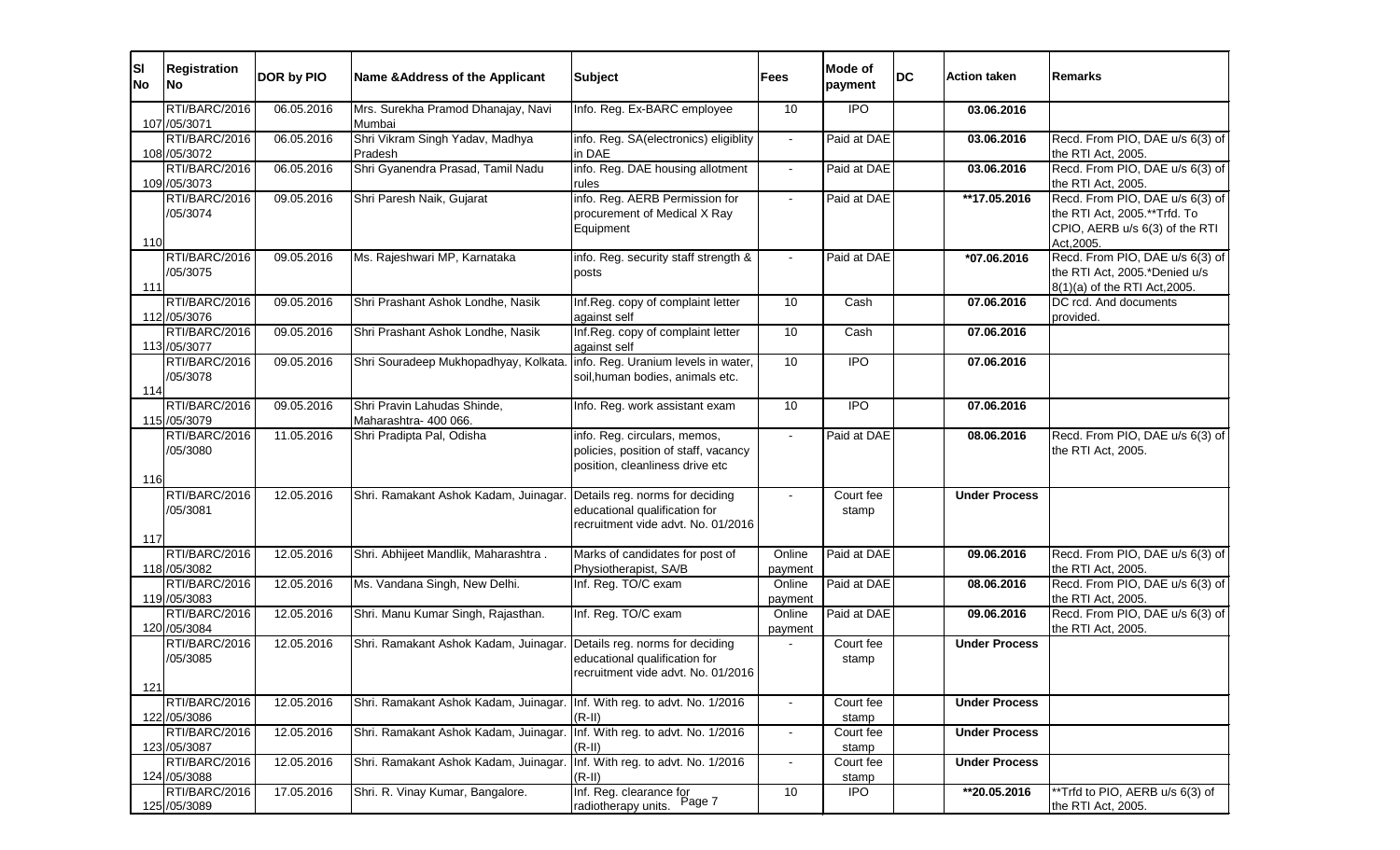| Sl No | Registration No | DOR by PIO | Name &Address of the Applicant | Subject | Fees | Mode of payment | DC | Action taken | Remarks |
|---|---|---|---|---|---|---|---|---|---|
| 107 | RTI/BARC/2016 /05/3071 | 06.05.2016 | Mrs. Surekha Pramod Dhanajay, Navi Mumbai | Info. Reg. Ex-BARC employee | 10 | IPO | | 03.06.2016 | |
| 108 | RTI/BARC/2016 /05/3072 | 06.05.2016 | Shri Vikram Singh Yadav, Madhya Pradesh | info. Reg. SA(electronics) eligiblity in DAE | - | Paid at DAE | | 03.06.2016 | Recd. From PIO, DAE u/s 6(3) of the RTI Act, 2005. |
| 109 | RTI/BARC/2016 /05/3073 | 06.05.2016 | Shri Gyanendra Prasad, Tamil Nadu | info. Reg. DAE housing allotment rules | - | Paid at DAE | | 03.06.2016 | Recd. From PIO, DAE u/s 6(3) of the RTI Act, 2005. |
| 110 | RTI/BARC/2016 /05/3074 | 09.05.2016 | Shri Paresh Naik, Gujarat | info. Reg. AERB Permission for procurement of Medical X Ray Equipment | - | Paid at DAE | | **17.05.2016 | Recd. From PIO, DAE u/s 6(3) of the RTI Act, 2005.**Trfd. To CPIO, AERB u/s 6(3) of the RTI Act,2005. |
| 111 | RTI/BARC/2016 /05/3075 | 09.05.2016 | Ms. Rajeshwari MP, Karnataka | info. Reg. security staff strength & posts | - | Paid at DAE | | *07.06.2016 | Recd. From PIO, DAE u/s 6(3) of the RTI Act, 2005.*Denied u/s 8(1)(a) of the RTI Act,2005. |
| 112 | RTI/BARC/2016 /05/3076 | 09.05.2016 | Shri Prashant Ashok Londhe, Nasik | Inf.Reg. copy of complaint letter against self | 10 | Cash | | 07.06.2016 | DC rcd. And documents provided. |
| 113 | RTI/BARC/2016 /05/3077 | 09.05.2016 | Shri Prashant Ashok Londhe, Nasik | Inf.Reg. copy of complaint letter against self | 10 | Cash | | 07.06.2016 | |
| 114 | RTI/BARC/2016 /05/3078 | 09.05.2016 | Shri Souradeep Mukhopadhyay, Kolkata. | info. Reg. Uranium levels in water, soil,human bodies, animals etc. | 10 | IPO | | 07.06.2016 | |
| 115 | RTI/BARC/2016 /05/3079 | 09.05.2016 | Shri Pravin Lahudas Shinde, Maharashtra- 400 066. | Info. Reg. work assistant exam | 10 | IPO | | 07.06.2016 | |
| 116 | RTI/BARC/2016 /05/3080 | 11.05.2016 | Shri Pradipta Pal, Odisha | info. Reg. circulars, memos, policies, position of staff, vacancy position, cleanliness drive etc | - | Paid at DAE | | 08.06.2016 | Recd. From PIO, DAE u/s 6(3) of the RTI Act, 2005. |
| 117 | RTI/BARC/2016 /05/3081 | 12.05.2016 | Shri. Ramakant Ashok Kadam, Juinagar. | Details reg. norms for deciding educational qualification for recruitment vide advt. No. 01/2016 | - | Court fee stamp | | Under Process | |
| 118 | RTI/BARC/2016 /05/3082 | 12.05.2016 | Shri. Abhijeet Mandlik, Maharashtra . | Marks of candidates for post of Physiotherapist, SA/B | Online payment | Paid at DAE | | 09.06.2016 | Recd. From PIO, DAE u/s 6(3) of the RTI Act, 2005. |
| 119 | RTI/BARC/2016 /05/3083 | 12.05.2016 | Ms. Vandana Singh, New Delhi. | Inf. Reg. TO/C exam | Online payment | Paid at DAE | | 08.06.2016 | Recd. From PIO, DAE u/s 6(3) of the RTI Act, 2005. |
| 120 | RTI/BARC/2016 /05/3084 | 12.05.2016 | Shri. Manu Kumar Singh, Rajasthan. | Inf. Reg. TO/C exam | Online payment | Paid at DAE | | 09.06.2016 | Recd. From PIO, DAE u/s 6(3) of the RTI Act, 2005. |
| 121 | RTI/BARC/2016 /05/3085 | 12.05.2016 | Shri. Ramakant Ashok Kadam, Juinagar. | Details reg. norms for deciding educational qualification for recruitment vide advt. No. 01/2016 | - | Court fee stamp | | Under Process | |
| 122 | RTI/BARC/2016 /05/3086 | 12.05.2016 | Shri. Ramakant Ashok Kadam, Juinagar. | Inf. With reg. to advt. No. 1/2016 (R-II) | - | Court fee stamp | | Under Process | |
| 123 | RTI/BARC/2016 /05/3087 | 12.05.2016 | Shri. Ramakant Ashok Kadam, Juinagar. | Inf. With reg. to advt. No. 1/2016 (R-II) | - | Court fee stamp | | Under Process | |
| 124 | RTI/BARC/2016 /05/3088 | 12.05.2016 | Shri. Ramakant Ashok Kadam, Juinagar. | Inf. With reg. to advt. No. 1/2016 (R-II) | - | Court fee stamp | | Under Process | |
| 125 | RTI/BARC/2016 /05/3089 | 17.05.2016 | Shri. R. Vinay Kumar, Bangalore. | Inf. Reg. clearance for radiotherapy units. | 10 | IPO | | **20.05.2016 | **Trfd to PIO, AERB u/s 6(3) of the RTI Act, 2005. |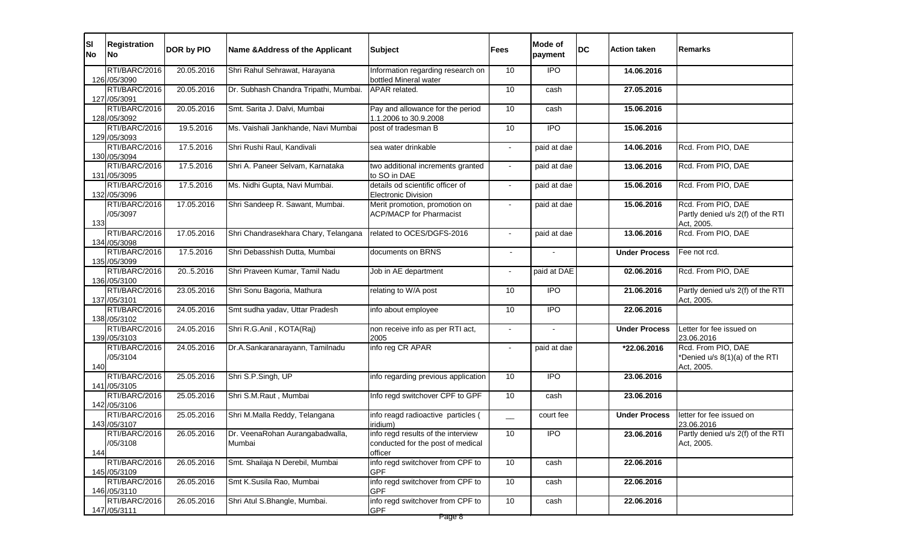| Sl No | Registration No | DOR by PIO | Name &Address of the Applicant | Subject | Fees | Mode of payment | DC | Action taken | Remarks |
|---|---|---|---|---|---|---|---|---|---|
| 126 | RTI/BARC/2016/05/3090 | 20.05.2016 | Shri Rahul Sehrawat, Harayana | Information regarding research on bottled Mineral water | 10 | IPO | | 14.06.2016 | |
| 127 | RTI/BARC/2016/05/3091 | 20.05.2016 | Dr. Subhash Chandra Tripathi, Mumbai. | APAR related. | 10 | cash | | 27.05.2016 | |
| 128 | RTI/BARC/2016/05/3092 | 20.05.2016 | Smt. Sarita J. Dalvi, Mumbai | Pay and allowance for the period 1.1.2006 to 30.9.2008 | 10 | cash | | 15.06.2016 | |
| 129 | RTI/BARC/2016/05/3093 | 19.5.2016 | Ms. Vaishali Jankhande, Navi Mumbai | post of tradesman B | 10 | IPO | | 15.06.2016 | |
| 130 | RTI/BARC/2016/05/3094 | 17.5.2016 | Shri Rushi Raul, Kandivali | sea water drinkable | - | paid at dae | | 14.06.2016 | Rcd. From PIO, DAE |
| 131 | RTI/BARC/2016/05/3095 | 17.5.2016 | Shri A. Paneer Selvam, Karnataka | two additional increments granted to SO in DAE | - | paid at dae | | 13.06.2016 | Rcd. From PIO, DAE |
| 132 | RTI/BARC/2016/05/3096 | 17.5.2016 | Ms. Nidhi Gupta, Navi Mumbai. | details od scientific officer of Electronic Division | - | paid at dae | | 15.06.2016 | Rcd. From PIO, DAE |
| 133 | RTI/BARC/2016/05/3097 | 17.05.2016 | Shri Sandeep R. Sawant, Mumbai. | Merit promotion, promotion on ACP/MACP for Pharmacist | - | paid at dae | | 15.06.2016 | Rcd. From PIO, DAE Partly denied u/s 2(f) of the RTI Act, 2005. |
| 134 | RTI/BARC/2016/05/3098 | 17.05.2016 | Shri Chandrasekhara Chary, Telangana | related to OCES/DGFS-2016 | - | paid at dae | | 13.06.2016 | Rcd. From PIO, DAE |
| 135 | RTI/BARC/2016/05/3099 | 17.5.2016 | Shri Debasshish Dutta, Mumbai | documents on BRNS | - | - | | **Under Process** | Fee not rcd. |
| 136 | RTI/BARC/2016/05/3100 | 20..5.2016 | Shri Praveen Kumar, Tamil Nadu | Job in AE department | - | paid at DAE | | 02.06.2016 | Rcd. From PIO, DAE |
| 137 | RTI/BARC/2016/05/3101 | 23.05.2016 | Shri Sonu Bagoria, Mathura | relating to W/A post | 10 | IPO | | 21.06.2016 | Partly denied u/s 2(f) of the RTI Act, 2005. |
| 138 | RTI/BARC/2016/05/3102 | 24.05.2016 | Smt sudha yadav, Uttar Pradesh | info about employee | 10 | IPO | | 22.06.2016 | |
| 139 | RTI/BARC/2016/05/3103 | 24.05.2016 | Shri R.G.Anil , KOTA(Raj) | non receive info as per RTI act, 2005 | - | - | | **Under Process** | Letter for fee issued on 23.06.2016 |
| 140 | RTI/BARC/2016/05/3104 | 24.05.2016 | Dr.A.Sankaranarayann, Tamilnadu | info reg CR APAR | - | paid at dae | | *22.06.2016 | Rcd. From PIO, DAE *Denied u/s 8(1)(a) of the RTI Act, 2005. |
| 141 | RTI/BARC/2016/05/3105 | 25.05.2016 | Shri S.P.Singh, UP | info regarding previous application | 10 | IPO | | 23.06.2016 | |
| 142 | RTI/BARC/2016/05/3106 | 25.05.2016 | Shri S.M.Raut , Mumbai | Info regd switchover CPF to GPF | 10 | cash | | 23.06.2016 | |
| 143 | RTI/BARC/2016/05/3107 | 25.05.2016 | Shri M.Malla Reddy, Telangana | info reagd radioactive particles ( iridium) | — | court fee | | **Under Process** | letter for fee issued on 23.06.2016 |
| 144 | RTI/BARC/2016/05/3108 | 26.05.2016 | Dr. VeenaRohan Aurangabadwalla, Mumbai | info regd results of the interview conducted for the post of medical officer | 10 | IPO | | 23.06.2016 | Partly denied u/s 2(f) of the RTI Act, 2005. |
| 145 | RTI/BARC/2016/05/3109 | 26.05.2016 | Smt. Shailaja N Derebil, Mumbai | info regd switchover from CPF to GPF | 10 | cash | | 22.06.2016 | |
| 146 | RTI/BARC/2016/05/3110 | 26.05.2016 | Smt K.Susila Rao, Mumbai | info regd switchover from CPF to GPF | 10 | cash | | 22.06.2016 | |
| 147 | RTI/BARC/2016/05/3111 | 26.05.2016 | Shri Atul S.Bhangle, Mumbai. | info regd switchover from CPF to GPF | 10 | cash | | 22.06.2016 | |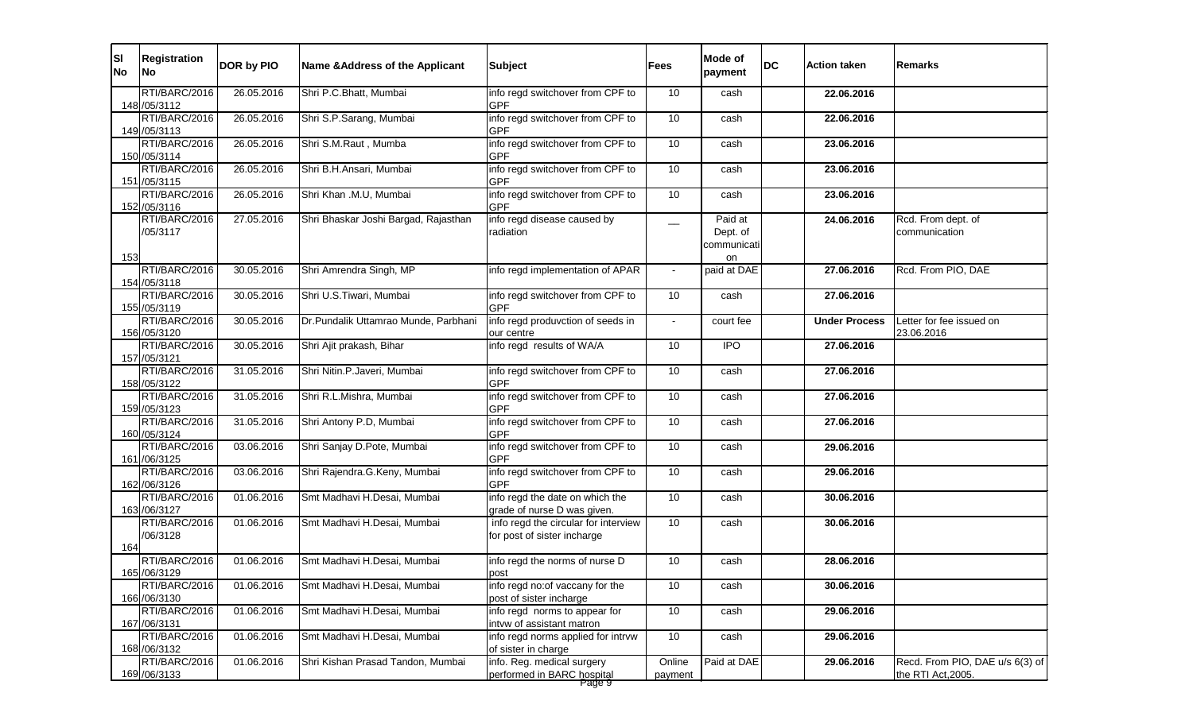| Sl No | Registration No | DOR by PIO | Name &Address of the Applicant | Subject | Fees | Mode of payment | DC | Action taken | Remarks |
|---|---|---|---|---|---|---|---|---|---|
| 148 | RTI/BARC/2016 /05/3112 | 26.05.2016 | Shri P.C.Bhatt, Mumbai | info regd switchover from CPF to GPF | 10 | cash | | **22.06.2016** | |
| 149 | RTI/BARC/2016 /05/3113 | 26.05.2016 | Shri S.P.Sarang, Mumbai | info regd switchover from CPF to GPF | 10 | cash | | **22.06.2016** | |
| 150 | RTI/BARC/2016 /05/3114 | 26.05.2016 | Shri S.M.Raut , Mumba | info regd switchover from CPF to GPF | 10 | cash | | **23.06.2016** | |
| 151 | RTI/BARC/2016 /05/3115 | 26.05.2016 | Shri B.H.Ansari, Mumbai | info regd switchover from CPF to GPF | 10 | cash | | **23.06.2016** | |
| 152 | RTI/BARC/2016 /05/3116 | 26.05.2016 | Shri Khan .M.U, Mumbai | info regd switchover from CPF to GPF | 10 | cash | | **23.06.2016** | |
| 153 | RTI/BARC/2016 /05/3117 | 27.05.2016 | Shri Bhaskar Joshi Bargad, Rajasthan | info regd disease caused by radiation | __ | Paid at Dept. of communication | | **24.06.2016** | Rcd. From dept. of communication |
| 154 | RTI/BARC/2016 /05/3118 | 30.05.2016 | Shri Amrendra Singh, MP | info regd implementation of APAR | - | paid at DAE | | **27.06.2016** | Rcd. From PIO, DAE |
| 155 | RTI/BARC/2016 /05/3119 | 30.05.2016 | Shri U.S.Tiwari, Mumbai | info regd switchover from CPF to GPF | 10 | cash | | **27.06.2016** | |
| 156 | RTI/BARC/2016 /05/3120 | 30.05.2016 | Dr.Pundalik Uttamrao Munde, Parbhani | info regd produvction of seeds in our centre | - | court fee | | **Under Process** | Letter for fee issued on 23.06.2016 |
| 157 | RTI/BARC/2016 /05/3121 | 30.05.2016 | Shri Ajit prakash, Bihar | info regd results of WA/A | 10 | IPO | | **27.06.2016** | |
| 158 | RTI/BARC/2016 /05/3122 | 31.05.2016 | Shri Nitin.P.Javeri, Mumbai | info regd switchover from CPF to GPF | 10 | cash | | **27.06.2016** | |
| 159 | RTI/BARC/2016 /05/3123 | 31.05.2016 | Shri R.L.Mishra, Mumbai | info regd switchover from CPF to GPF | 10 | cash | | **27.06.2016** | |
| 160 | RTI/BARC/2016 /05/3124 | 31.05.2016 | Shri Antony P.D, Mumbai | info regd switchover from CPF to GPF | 10 | cash | | **27.06.2016** | |
| 161 | RTI/BARC/2016 /06/3125 | 03.06.2016 | Shri Sanjay D.Pote, Mumbai | info regd switchover from CPF to GPF | 10 | cash | | **29.06.2016** | |
| 162 | RTI/BARC/2016 /06/3126 | 03.06.2016 | Shri Rajendra.G.Keny, Mumbai | info regd switchover from CPF to GPF | 10 | cash | | **29.06.2016** | |
| 163 | RTI/BARC/2016 /06/3127 | 01.06.2016 | Smt Madhavi H.Desai, Mumbai | info regd the date on which the grade of nurse D was given. | 10 | cash | | **30.06.2016** | |
| 164 | RTI/BARC/2016 /06/3128 | 01.06.2016 | Smt Madhavi H.Desai, Mumbai | info regd the circular for interview for post of sister incharge | 10 | cash | | **30.06.2016** | |
| 165 | RTI/BARC/2016 /06/3129 | 01.06.2016 | Smt Madhavi H.Desai, Mumbai | info regd the norms of nurse D post | 10 | cash | | **28.06.2016** | |
| 166 | RTI/BARC/2016 /06/3130 | 01.06.2016 | Smt Madhavi H.Desai, Mumbai | info regd no:of vaccany for the post of sister incharge | 10 | cash | | **30.06.2016** | |
| 167 | RTI/BARC/2016 /06/3131 | 01.06.2016 | Smt Madhavi H.Desai, Mumbai | info regd norms to appear for intvw of assistant matron | 10 | cash | | **29.06.2016** | |
| 168 | RTI/BARC/2016 /06/3132 | 01.06.2016 | Smt Madhavi H.Desai, Mumbai | info regd norms applied for intrvw of sister in charge | 10 | cash | | **29.06.2016** | |
| 169 | RTI/BARC/2016 /06/3133 | 01.06.2016 | Shri Kishan Prasad Tandon, Mumbai | info. Reg. medical surgery performed in BARC hospital | Online payment | Paid at DAE | | **29.06.2016** | Recd. From PIO, DAE u/s 6(3) of the RTI Act,2005. |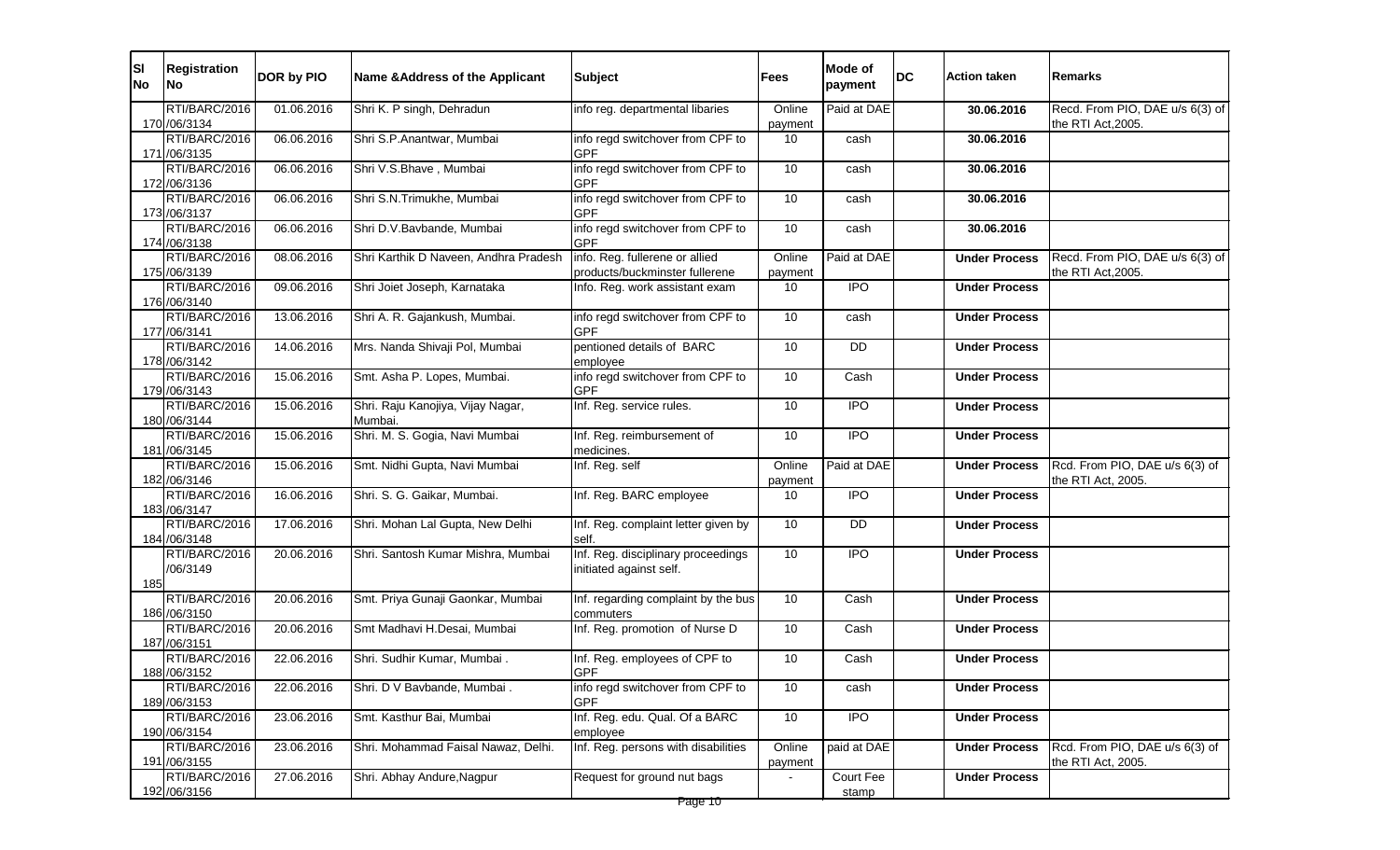| Sl No | Registration No | DOR by PIO | Name &Address of the Applicant | Subject | Fees | Mode of payment | DC | Action taken | Remarks |
|---|---|---|---|---|---|---|---|---|---|
| 170 | RTI/BARC/2016 /06/3134 | 01.06.2016 | Shri K. P singh, Dehradun | info reg. departmental libaries | Online payment | Paid at DAE | | **30.06.2016** | Recd. From PIO, DAE u/s 6(3) of the RTI Act,2005. |
| 171 | RTI/BARC/2016 /06/3135 | 06.06.2016 | Shri S.P.Anantwar, Mumbai | info regd switchover from CPF to GPF | 10 | cash | | **30.06.2016** | |
| 172 | RTI/BARC/2016 /06/3136 | 06.06.2016 | Shri V.S.Bhave , Mumbai | info regd switchover from CPF to GPF | 10 | cash | | **30.06.2016** | |
| 173 | RTI/BARC/2016 /06/3137 | 06.06.2016 | Shri S.N.Trimukhe, Mumbai | info regd switchover from CPF to GPF | 10 | cash | | **30.06.2016** | |
| 174 | RTI/BARC/2016 /06/3138 | 06.06.2016 | Shri D.V.Bavbande, Mumbai | info regd switchover from CPF to GPF | 10 | cash | | **30.06.2016** | |
| 175 | RTI/BARC/2016 /06/3139 | 08.06.2016 | Shri Karthik D Naveen, Andhra Pradesh | info. Reg. fullerene or allied products/buckminster fullerene | Online payment | Paid at DAE | | **Under Process** | Recd. From PIO, DAE u/s 6(3) of the RTI Act,2005. |
| 176 | RTI/BARC/2016 /06/3140 | 09.06.2016 | Shri Joiet Joseph, Karnataka | Info. Reg. work assistant exam | 10 | IPO | | **Under Process** | |
| 177 | RTI/BARC/2016 /06/3141 | 13.06.2016 | Shri A. R. Gajankush, Mumbai. | info regd switchover from CPF to GPF | 10 | cash | | **Under Process** | |
| 178 | RTI/BARC/2016 /06/3142 | 14.06.2016 | Mrs. Nanda Shivaji Pol, Mumbai | pentioned details of BARC employee | 10 | DD | | **Under Process** | |
| 179 | RTI/BARC/2016 /06/3143 | 15.06.2016 | Smt. Asha P. Lopes, Mumbai. | info regd switchover from CPF to GPF | 10 | Cash | | **Under Process** | |
| 180 | RTI/BARC/2016 /06/3144 | 15.06.2016 | Shri. Raju Kanojiya, Vijay Nagar, Mumbai. | Inf. Reg. service rules. | 10 | IPO | | **Under Process** | |
| 181 | RTI/BARC/2016 /06/3145 | 15.06.2016 | Shri. M. S. Gogia, Navi Mumbai | Inf. Reg. reimbursement of medicines. | 10 | IPO | | **Under Process** | |
| 182 | RTI/BARC/2016 /06/3146 | 15.06.2016 | Smt. Nidhi Gupta, Navi Mumbai | Inf. Reg. self | Online payment | Paid at DAE | | **Under Process** | Rcd. From PIO, DAE u/s 6(3) of the RTI Act, 2005. |
| 183 | RTI/BARC/2016 /06/3147 | 16.06.2016 | Shri. S. G. Gaikar, Mumbai. | Inf. Reg. BARC employee | 10 | IPO | | **Under Process** | |
| 184 | RTI/BARC/2016 /06/3148 | 17.06.2016 | Shri. Mohan Lal Gupta, New Delhi | Inf. Reg. complaint letter given by self. | 10 | DD | | **Under Process** | |
| 185 | RTI/BARC/2016 /06/3149 | 20.06.2016 | Shri. Santosh Kumar Mishra, Mumbai | Inf. Reg. disciplinary proceedings initiated against self. | 10 | IPO | | **Under Process** | |
| 186 | RTI/BARC/2016 /06/3150 | 20.06.2016 | Smt. Priya Gunaji Gaonkar, Mumbai | Inf. regarding complaint by the bus commuters | 10 | Cash | | **Under Process** | |
| 187 | RTI/BARC/2016 /06/3151 | 20.06.2016 | Smt Madhavi H.Desai, Mumbai | Inf. Reg. promotion of Nurse D | 10 | Cash | | **Under Process** | |
| 188 | RTI/BARC/2016 /06/3152 | 22.06.2016 | Shri. Sudhir Kumar, Mumbai . | Inf. Reg. employees of CPF to GPF | 10 | Cash | | **Under Process** | |
| 189 | RTI/BARC/2016 /06/3153 | 22.06.2016 | Shri. D V Bavbande, Mumbai . | info regd switchover from CPF to GPF | 10 | cash | | **Under Process** | |
| 190 | RTI/BARC/2016 /06/3154 | 23.06.2016 | Smt. Kasthur Bai, Mumbai | Inf. Reg. edu. Qual. Of a BARC employee | 10 | IPO | | **Under Process** | |
| 191 | RTI/BARC/2016 /06/3155 | 23.06.2016 | Shri. Mohammad Faisal Nawaz, Delhi. | Inf. Reg. persons with disabilities | Online payment | paid at DAE | | **Under Process** | Rcd. From PIO, DAE u/s 6(3) of the RTI Act, 2005. |
| 192 | RTI/BARC/2016 /06/3156 | 27.06.2016 | Shri. Abhay Andure,Nagpur | Request for ground nut bags | - | Court Fee stamp | | **Under Process** | |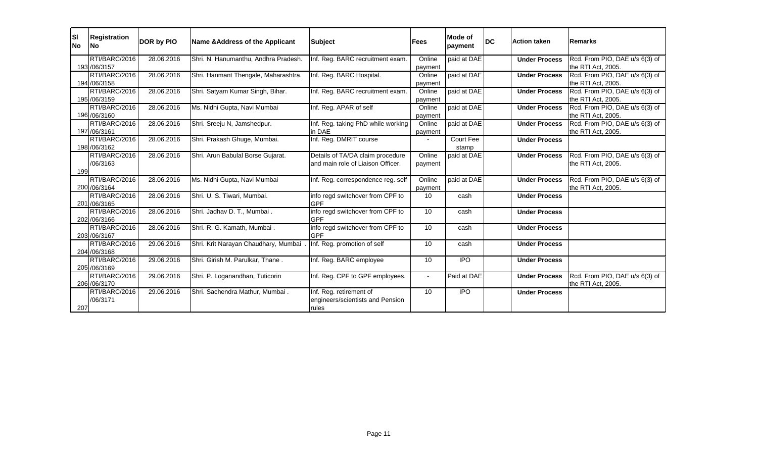| Sl No | Registration No | DOR by PIO | Name &Address of the Applicant | Subject | Fees | Mode of payment | DC | Action taken | Remarks |
|---|---|---|---|---|---|---|---|---|---|
| 193 | RTI/BARC/2016 /06/3157 | 28.06.2016 | Shri. N. Hanumanthu, Andhra Pradesh. | Inf. Reg. BARC recruitment exam. | Online payment | paid at DAE | | **Under Process** | Rcd. From PIO, DAE u/s 6(3) of the RTI Act, 2005. |
| 194 | RTI/BARC/2016 /06/3158 | 28.06.2016 | Shri. Hanmant Thengale, Maharashtra. | Inf. Reg. BARC Hospital. | Online payment | paid at DAE | | **Under Process** | Rcd. From PIO, DAE u/s 6(3) of the RTI Act, 2005. |
| 195 | RTI/BARC/2016 /06/3159 | 28.06.2016 | Shri. Satyam Kumar Singh, Bihar. | Inf. Reg. BARC recruitment exam. | Online payment | paid at DAE | | **Under Process** | Rcd. From PIO, DAE u/s 6(3) of the RTI Act, 2005. |
| 196 | RTI/BARC/2016 /06/3160 | 28.06.2016 | Ms. Nidhi Gupta, Navi Mumbai | Inf. Reg. APAR of self | Online payment | paid at DAE | | **Under Process** | Rcd. From PIO, DAE u/s 6(3) of the RTI Act, 2005. |
| 197 | RTI/BARC/2016 /06/3161 | 28.06.2016 | Shri. Sreeju N, Jamshedpur. | Inf. Reg. taking PhD while working in DAE | Online payment | paid at DAE | | **Under Process** | Rcd. From PIO, DAE u/s 6(3) of the RTI Act, 2005. |
| 198 | RTI/BARC/2016 /06/3162 | 28.06.2016 | Shri. Prakash Ghuge, Mumbai. | Inf. Reg. DMRIT course | - | Court Fee stamp | | **Under Process** | |
| 199 | RTI/BARC/2016 /06/3163 | 28.06.2016 | Shri. Arun Babulal Borse Gujarat. | Details of TA/DA claim procedure and main role of Liaison Officer. | Online payment | paid at DAE | | **Under Process** | Rcd. From PIO, DAE u/s 6(3) of the RTI Act, 2005. |
| 200 | RTI/BARC/2016 /06/3164 | 28.06.2016 | Ms. Nidhi Gupta, Navi Mumbai | Inf. Reg. correspondence reg. self | Online payment | paid at DAE | | **Under Process** | Rcd. From PIO, DAE u/s 6(3) of the RTI Act, 2005. |
| 201 | RTI/BARC/2016 /06/3165 | 28.06.2016 | Shri. U. S. Tiwari, Mumbai. | info regd switchover from CPF to GPF | 10 | cash | | **Under Process** | |
| 202 | RTI/BARC/2016 /06/3166 | 28.06.2016 | Shri. Jadhav D. T., Mumbai . | info regd switchover from CPF to GPF | 10 | cash | | **Under Process** | |
| 203 | RTI/BARC/2016 /06/3167 | 28.06.2016 | Shri. R. G. Kamath, Mumbai . | info regd switchover from CPF to GPF | 10 | cash | | **Under Process** | |
| 204 | RTI/BARC/2016 /06/3168 | 29.06.2016 | Shri. Krit Narayan Chaudhary, Mumbai . | Inf. Reg. promotion of self | 10 | cash | | **Under Process** | |
| 205 | RTI/BARC/2016 /06/3169 | 29.06.2016 | Shri. Girish M. Parulkar, Thane . | Inf. Reg. BARC employee | 10 | IPO | | **Under Process** | |
| 206 | RTI/BARC/2016 /06/3170 | 29.06.2016 | Shri. P. Loganandhan, Tuticorin | Inf. Reg. CPF to GPF employees. | - | Paid at DAE | | **Under Process** | Rcd. From PIO, DAE u/s 6(3) of the RTI Act, 2005. |
| 207 | RTI/BARC/2016 /06/3171 | 29.06.2016 | Shri. Sachendra Mathur, Mumbai . | Inf. Reg. retirement of engineers/scientists and Pension rules | 10 | IPO | | **Under Process** | |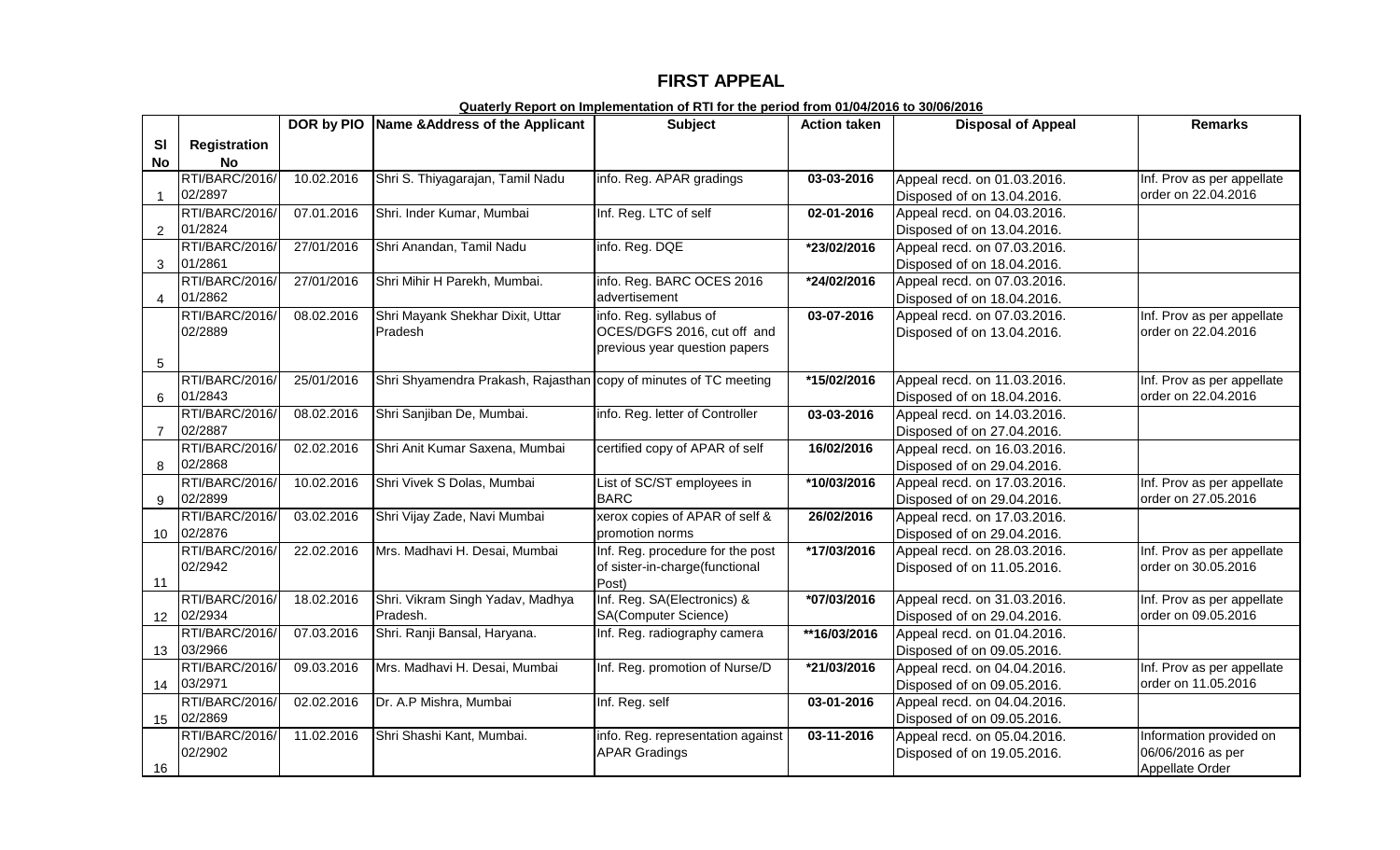# FIRST APPEAL

**Quaterly Report on Implementation of RTI for the period from 01/04/2016 to 30/06/2016**

| Sl No | Registration No | DOR by PIO | Name &Address of the Applicant | Subject | Action taken | Disposal of Appeal | Remarks |
|---|---|---|---|---|---|---|---|
| 1 | RTI/BARC/2016/ 02/2897 | 10.02.2016 | Shri S. Thiyagarajan, Tamil Nadu | info. Reg. APAR gradings | 03-03-2016 | Appeal recd. on 01.03.2016. Disposed of on 13.04.2016. | Inf. Prov as per appellate order on 22.04.2016 |
| 2 | RTI/BARC/2016/ 01/2824 | 07.01.2016 | Shri. Inder Kumar, Mumbai | Inf. Reg. LTC of self | 02-01-2016 | Appeal recd. on 04.03.2016. Disposed of on 13.04.2016. | |
| 3 | RTI/BARC/2016/ 01/2861 | 27/01/2016 | Shri Anandan, Tamil Nadu | info. Reg. DQE | *23/02/2016 | Appeal recd. on 07.03.2016. Disposed of on 18.04.2016. | |
| 4 | RTI/BARC/2016/ 01/2862 | 27/01/2016 | Shri Mihir H Parekh, Mumbai. | info. Reg. BARC OCES 2016 advertisement | *24/02/2016 | Appeal recd. on 07.03.2016. Disposed of on 18.04.2016. | |
| 5 | RTI/BARC/2016/ 02/2889 | 08.02.2016 | Shri Mayank Shekhar Dixit, Uttar Pradesh | info. Reg. syllabus of OCES/DGFS 2016, cut off and previous year question papers | 03-07-2016 | Appeal recd. on 07.03.2016. Disposed of on 13.04.2016. | Inf. Prov as per appellate order on 22.04.2016 |
| 6 | RTI/BARC/2016/ 01/2843 | 25/01/2016 | Shri Shyamendra Prakash, Rajasthan | copy of minutes of TC meeting | *15/02/2016 | Appeal recd. on 11.03.2016. Disposed of on 18.04.2016. | Inf. Prov as per appellate order on 22.04.2016 |
| 7 | RTI/BARC/2016/ 02/2887 | 08.02.2016 | Shri Sanjiban De, Mumbai. | info. Reg. letter of Controller | 03-03-2016 | Appeal recd. on 14.03.2016. Disposed of on 27.04.2016. | |
| 8 | RTI/BARC/2016/ 02/2868 | 02.02.2016 | Shri Anit Kumar Saxena, Mumbai | certified copy of APAR of self | 16/02/2016 | Appeal recd. on 16.03.2016. Disposed of on 29.04.2016. | |
| 9 | RTI/BARC/2016/ 02/2899 | 10.02.2016 | Shri Vivek S Dolas, Mumbai | List of SC/ST employees in BARC | *10/03/2016 | Appeal recd. on 17.03.2016. Disposed of on 29.04.2016. | Inf. Prov as per appellate order on 27.05.2016 |
| 10 | RTI/BARC/2016/ 02/2876 | 03.02.2016 | Shri Vijay Zade, Navi Mumbai | xerox copies of APAR of self & promotion norms | 26/02/2016 | Appeal recd. on 17.03.2016. Disposed of on 29.04.2016. | |
| 11 | RTI/BARC/2016/ 02/2942 | 22.02.2016 | Mrs. Madhavi H. Desai, Mumbai | Inf. Reg. procedure for the post of sister-in-charge(functional Post) | *17/03/2016 | Appeal recd. on 28.03.2016. Disposed of on 11.05.2016. | Inf. Prov as per appellate order on 30.05.2016 |
| 12 | RTI/BARC/2016/ 02/2934 | 18.02.2016 | Shri. Vikram Singh Yadav, Madhya Pradesh. | Inf. Reg. SA(Electronics) & SA(Computer Science) | *07/03/2016 | Appeal recd. on 31.03.2016. Disposed of on 29.04.2016. | Inf. Prov as per appellate order on 09.05.2016 |
| 13 | RTI/BARC/2016/ 03/2966 | 07.03.2016 | Shri. Ranji Bansal, Haryana. | Inf. Reg. radiography camera | **16/03/2016 | Appeal recd. on 01.04.2016. Disposed of on 09.05.2016. | |
| 14 | RTI/BARC/2016/ 03/2971 | 09.03.2016 | Mrs. Madhavi H. Desai, Mumbai | Inf. Reg. promotion of Nurse/D | *21/03/2016 | Appeal recd. on 04.04.2016. Disposed of on 09.05.2016. | Inf. Prov as per appellate order on 11.05.2016 |
| 15 | RTI/BARC/2016/ 02/2869 | 02.02.2016 | Dr. A.P Mishra, Mumbai | Inf. Reg. self | 03-01-2016 | Appeal recd. on 04.04.2016. Disposed of on 09.05.2016. | |
| 16 | RTI/BARC/2016/ 02/2902 | 11.02.2016 | Shri Shashi Kant, Mumbai. | info. Reg. representation against APAR Gradings | 03-11-2016 | Appeal recd. on 05.04.2016. Disposed of on 19.05.2016. | Information provided on 06/06/2016 as per Appellate Order |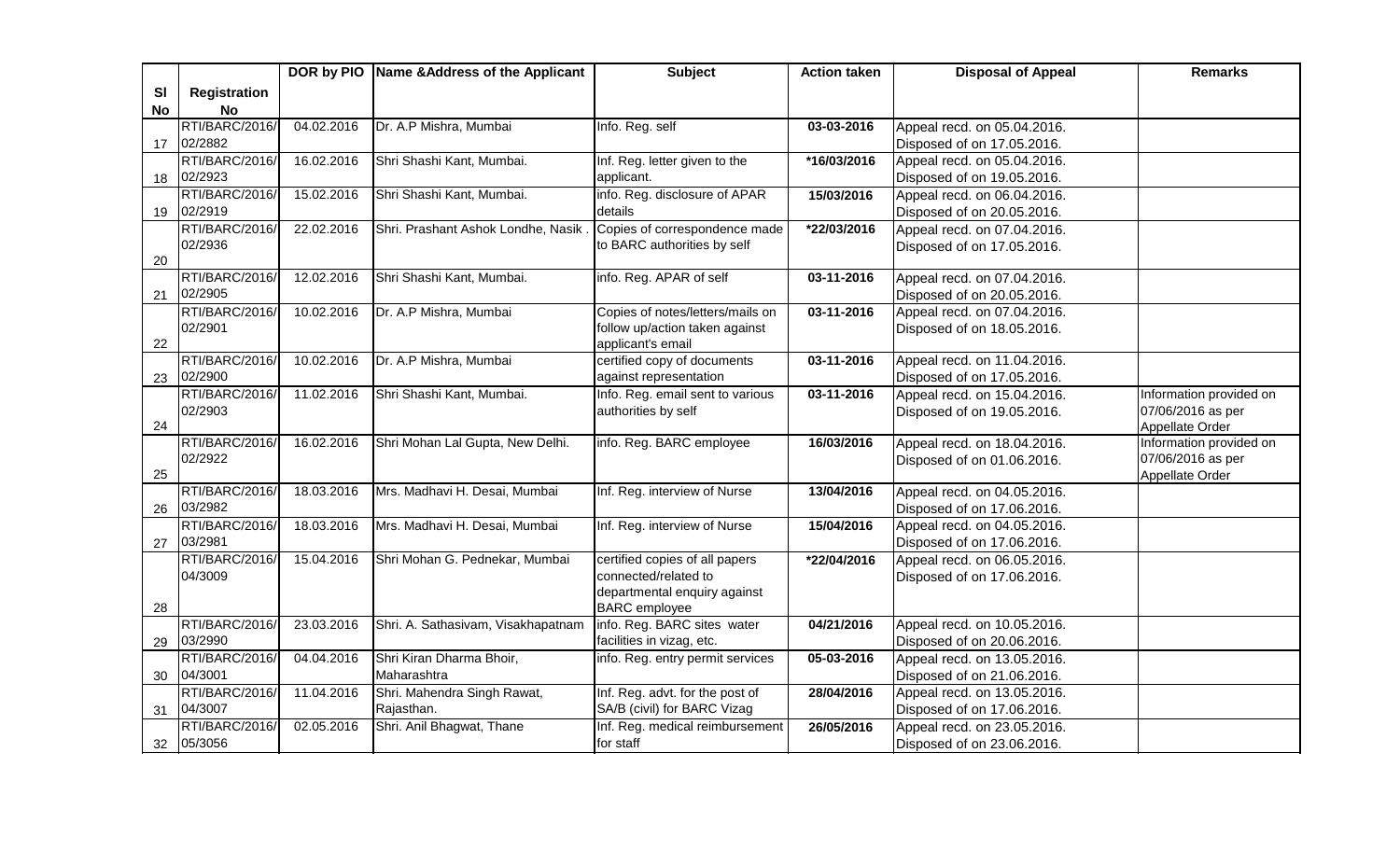| Sl No | Registration No | DOR by PIO | Name &Address of the Applicant | Subject | Action taken | Disposal of Appeal | Remarks |
|---|---|---|---|---|---|---|---|
| 17 | RTI/BARC/2016/02/2882 | 04.02.2016 | Dr. A.P Mishra, Mumbai | Info. Reg. self | 03-03-2016 | Appeal recd. on 05.04.2016. Disposed of on 17.05.2016. | |
| 18 | RTI/BARC/2016/02/2923 | 16.02.2016 | Shri Shashi Kant, Mumbai. | Inf. Reg. letter given to the applicant. | *16/03/2016 | Appeal recd. on 05.04.2016. Disposed of on 19.05.2016. | |
| 19 | RTI/BARC/2016/02/2919 | 15.02.2016 | Shri Shashi Kant, Mumbai. | info. Reg. disclosure of APAR details | 15/03/2016 | Appeal recd. on 06.04.2016. Disposed of on 20.05.2016. | |
| 20 | RTI/BARC/2016/02/2936 | 22.02.2016 | Shri. Prashant Ashok Londhe, Nasik . | Copies of correspondence made to BARC authorities by self | *22/03/2016 | Appeal recd. on 07.04.2016. Disposed of on 17.05.2016. | |
| 21 | RTI/BARC/2016/02/2905 | 12.02.2016 | Shri Shashi Kant, Mumbai. | info. Reg. APAR of self | 03-11-2016 | Appeal recd. on 07.04.2016. Disposed of on 20.05.2016. | |
| 22 | RTI/BARC/2016/02/2901 | 10.02.2016 | Dr. A.P Mishra, Mumbai | Copies of notes/letters/mails on follow up/action taken against applicant's email | 03-11-2016 | Appeal recd. on 07.04.2016. Disposed of on 18.05.2016. | |
| 23 | RTI/BARC/2016/02/2900 | 10.02.2016 | Dr. A.P Mishra, Mumbai | certified copy of documents against representation | 03-11-2016 | Appeal recd. on 11.04.2016. Disposed of on 17.05.2016. | |
| 24 | RTI/BARC/2016/02/2903 | 11.02.2016 | Shri Shashi Kant, Mumbai. | Info. Reg. email sent to various authorities by self | 03-11-2016 | Appeal recd. on 15.04.2016. Disposed of on 19.05.2016. | Information provided on 07/06/2016 as per Appellate Order |
| 25 | RTI/BARC/2016/02/2922 | 16.02.2016 | Shri Mohan Lal Gupta, New Delhi. | info. Reg. BARC employee | 16/03/2016 | Appeal recd. on 18.04.2016. Disposed of on 01.06.2016. | Information provided on 07/06/2016 as per Appellate Order |
| 26 | RTI/BARC/2016/03/2982 | 18.03.2016 | Mrs. Madhavi H. Desai, Mumbai | Inf. Reg. interview of Nurse | 13/04/2016 | Appeal recd. on 04.05.2016. Disposed of on 17.06.2016. | |
| 27 | RTI/BARC/2016/03/2981 | 18.03.2016 | Mrs. Madhavi H. Desai, Mumbai | Inf. Reg. interview of Nurse | 15/04/2016 | Appeal recd. on 04.05.2016. Disposed of on 17.06.2016. | |
| 28 | RTI/BARC/2016/04/3009 | 15.04.2016 | Shri Mohan G. Pednekar, Mumbai | certified copies of all papers connected/related to departmental enquiry against BARC employee | *22/04/2016 | Appeal recd. on 06.05.2016. Disposed of on 17.06.2016. | |
| 29 | RTI/BARC/2016/03/2990 | 23.03.2016 | Shri. A. Sathasivam, Visakhapatnam | info. Reg. BARC sites water facilities in vizag, etc. | 04/21/2016 | Appeal recd. on 10.05.2016. Disposed of on 20.06.2016. | |
| 30 | RTI/BARC/2016/04/3001 | 04.04.2016 | Shri Kiran Dharma Bhoir, Maharashtra | info. Reg. entry permit services | 05-03-2016 | Appeal recd. on 13.05.2016. Disposed of on 21.06.2016. | |
| 31 | RTI/BARC/2016/04/3007 | 11.04.2016 | Shri. Mahendra Singh Rawat, Rajasthan. | Inf. Reg. advt. for the post of SA/B (civil) for BARC Vizag | 28/04/2016 | Appeal recd. on 13.05.2016. Disposed of on 17.06.2016. | |
| 32 | RTI/BARC/2016/05/3056 | 02.05.2016 | Shri. Anil Bhagwat, Thane | Inf. Reg. medical reimbursement for staff | 26/05/2016 | Appeal recd. on 23.05.2016. Disposed of on 23.06.2016. | |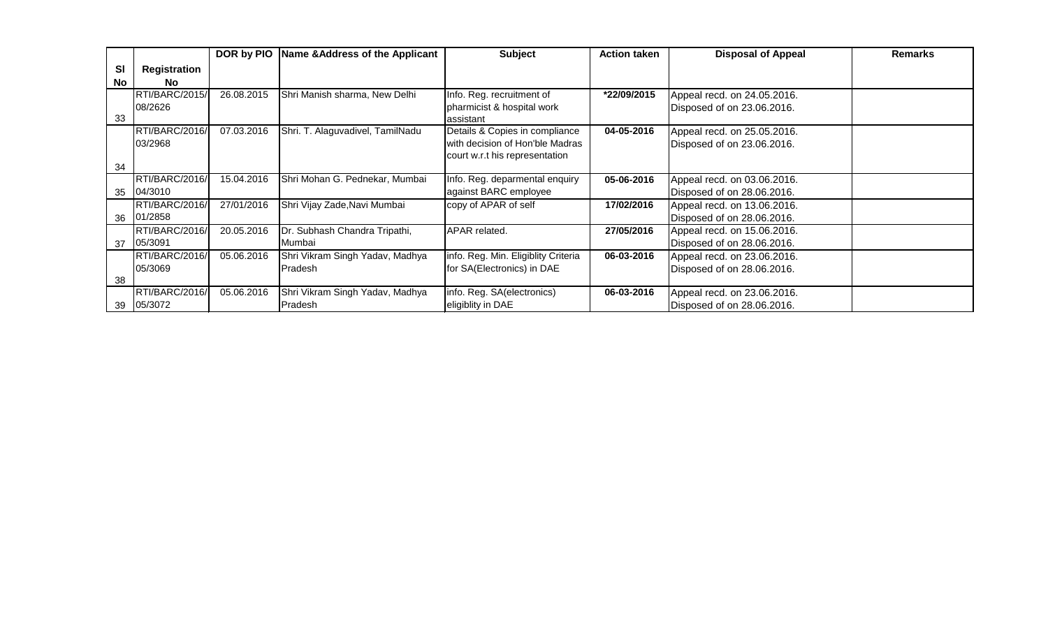| Sl No | Registration No | DOR by PIO | Name &Address of the Applicant | Subject | Action taken | Disposal of Appeal | Remarks |
|---|---|---|---|---|---|---|---|
| 33 | RTI/BARC/2015/08/2626 | 26.08.2015 | Shri Manish sharma, New Delhi | Info. Reg. recruitment of pharmicist & hospital work assistant | *22/09/2015 | Appeal recd. on 24.05.2016. Disposed of on 23.06.2016. | |
| 34 | RTI/BARC/2016/03/2968 | 07.03.2016 | Shri. T. Alaguvadivel, TamilNadu | Details & Copies in compliance with decision of Hon'ble Madras court w.r.t his representation | 04-05-2016 | Appeal recd. on 25.05.2016. Disposed of on 23.06.2016. | |
| 35 | RTI/BARC/2016/04/3010 | 15.04.2016 | Shri Mohan G. Pednekar, Mumbai | Info. Reg. deparmental enquiry against BARC employee | 05-06-2016 | Appeal recd. on 03.06.2016. Disposed of on 28.06.2016. | |
| 36 | RTI/BARC/2016/01/2858 | 27/01/2016 | Shri Vijay Zade,Navi Mumbai | copy of APAR of self | 17/02/2016 | Appeal recd. on 13.06.2016. Disposed of on 28.06.2016. | |
| 37 | RTI/BARC/2016/05/3091 | 20.05.2016 | Dr. Subhash Chandra Tripathi, Mumbai | APAR related. | 27/05/2016 | Appeal recd. on 15.06.2016. Disposed of on 28.06.2016. | |
| 38 | RTI/BARC/2016/05/3069 | 05.06.2016 | Shri Vikram Singh Yadav, Madhya Pradesh | info. Reg. Min. Eligiblity Criteria for SA(Electronics) in DAE | 06-03-2016 | Appeal recd. on 23.06.2016. Disposed of on 28.06.2016. | |
| 39 | RTI/BARC/2016/05/3072 | 05.06.2016 | Shri Vikram Singh Yadav, Madhya Pradesh | info. Reg. SA(electronics) eligiblity in DAE | 06-03-2016 | Appeal recd. on 23.06.2016. Disposed of on 28.06.2016. | |